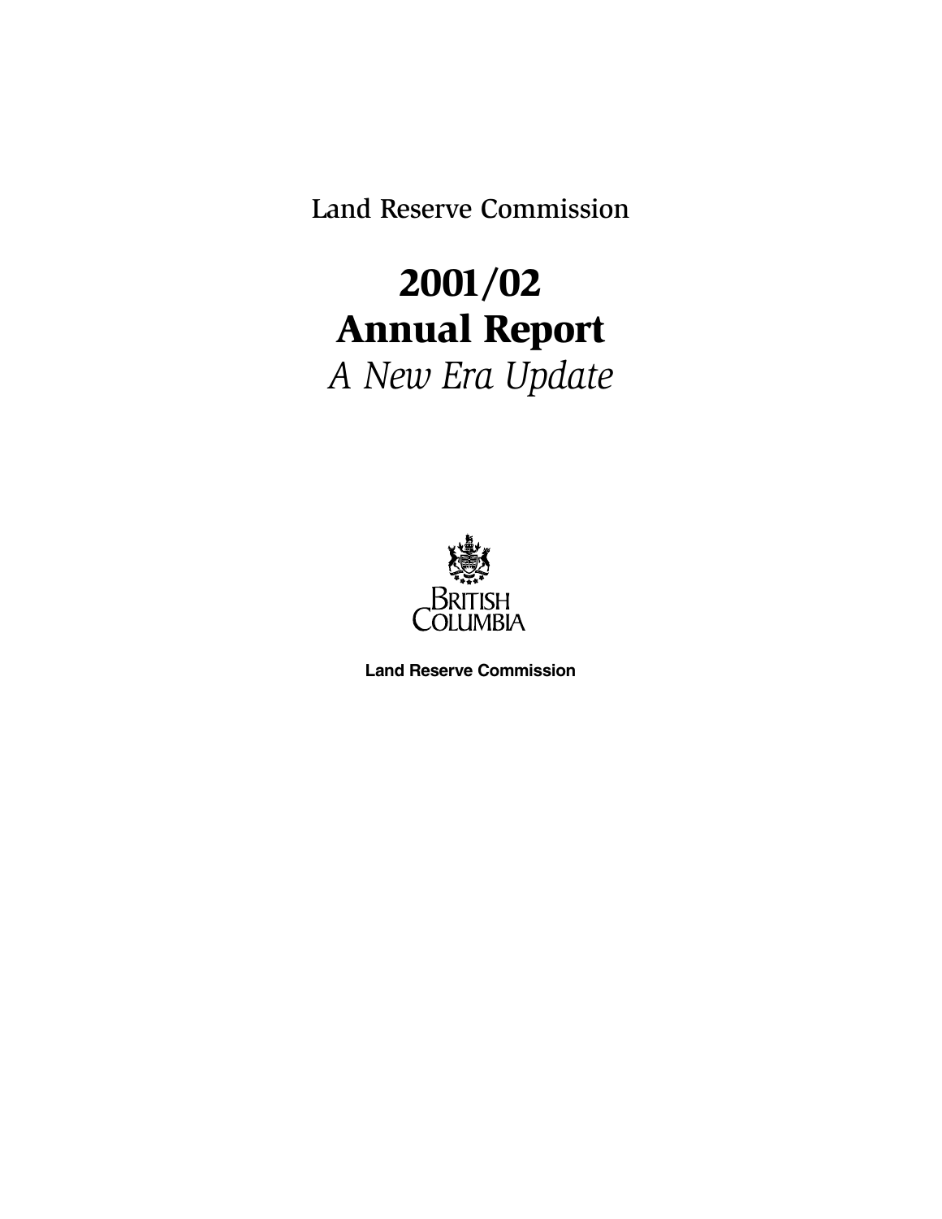Land Reserve Commission

# 2001/02
# Annual Report
*A New Era Update*

BRITISH
COLUMBIA

**Land Reserve Commission**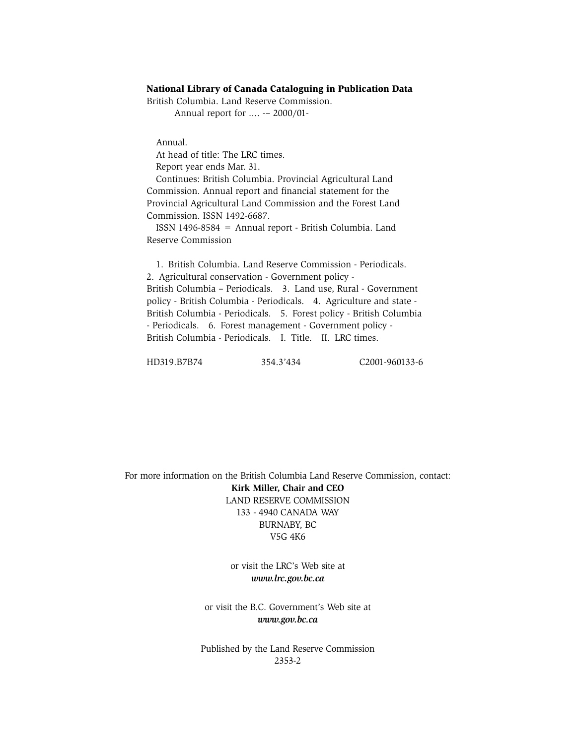**National Library of Canada Cataloguing in Publication Data**

British Columbia. Land Reserve Commission.
Annual report for .... -– 2000/01-

Annual.
At head of title: The LRC times.
Report year ends Mar. 31.
Continues: British Columbia. Provincial Agricultural Land Commission. Annual report and financial statement for the Provincial Agricultural Land Commission and the Forest Land Commission. ISSN 1492-6687.
ISSN 1496-8584 = Annual report - British Columbia. Land Reserve Commission

1. British Columbia. Land Reserve Commission - Periodicals. 2. Agricultural conservation - Government policy - British Columbia – Periodicals. 3. Land use, Rural - Government policy - British Columbia - Periodicals. 4. Agriculture and state - British Columbia - Periodicals. 5. Forest policy - British Columbia - Periodicals. 6. Forest management - Government policy - British Columbia - Periodicals. I. Title. II. LRC times.

HD319.B7B74 354.3'434 C2001-960133-6

For more information on the British Columbia Land Reserve Commission, contact:

**Kirk Miller, Chair and CEO**
LAND RESERVE COMMISSION
133 - 4940 CANADA WAY
BURNABY, BC
V5G 4K6

or visit the LRC's Web site at
***www.lrc.gov.bc.ca***

or visit the B.C. Government's Web site at
***www.gov.bc.ca***

Published by the Land Reserve Commission
2353-2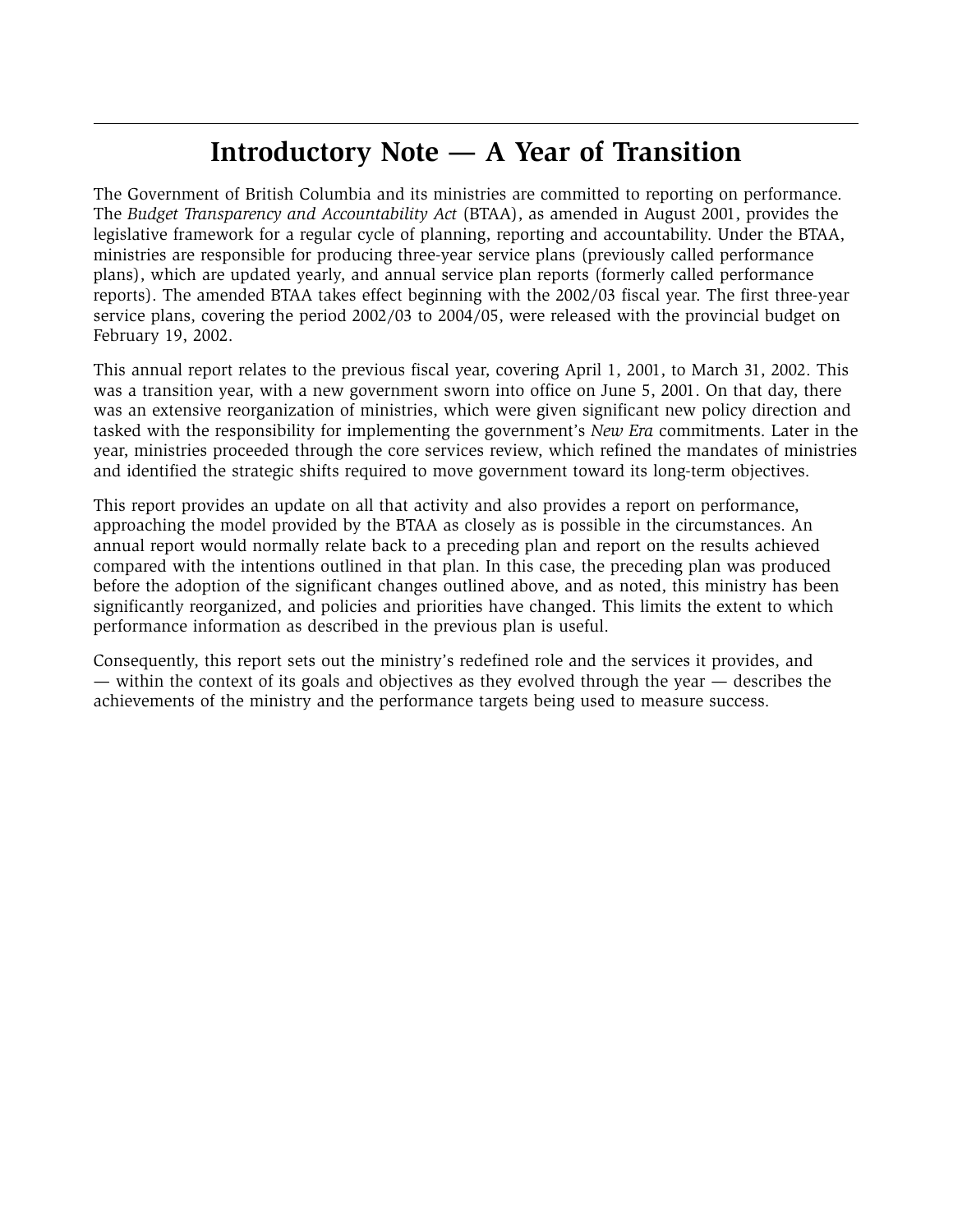# Introductory Note — A Year of Transition

The Government of British Columbia and its ministries are committed to reporting on performance. The *Budget Transparency and Accountability Act* (BTAA), as amended in August 2001, provides the legislative framework for a regular cycle of planning, reporting and accountability. Under the BTAA, ministries are responsible for producing three-year service plans (previously called performance plans), which are updated yearly, and annual service plan reports (formerly called performance reports). The amended BTAA takes effect beginning with the 2002/03 fiscal year. The first three-year service plans, covering the period 2002/03 to 2004/05, were released with the provincial budget on February 19, 2002.

This annual report relates to the previous fiscal year, covering April 1, 2001, to March 31, 2002. This was a transition year, with a new government sworn into office on June 5, 2001. On that day, there was an extensive reorganization of ministries, which were given significant new policy direction and tasked with the responsibility for implementing the government's *New Era* commitments. Later in the year, ministries proceeded through the core services review, which refined the mandates of ministries and identified the strategic shifts required to move government toward its long-term objectives.

This report provides an update on all that activity and also provides a report on performance, approaching the model provided by the BTAA as closely as is possible in the circumstances. An annual report would normally relate back to a preceding plan and report on the results achieved compared with the intentions outlined in that plan. In this case, the preceding plan was produced before the adoption of the significant changes outlined above, and as noted, this ministry has been significantly reorganized, and policies and priorities have changed. This limits the extent to which performance information as described in the previous plan is useful.

Consequently, this report sets out the ministry's redefined role and the services it provides, and — within the context of its goals and objectives as they evolved through the year — describes the achievements of the ministry and the performance targets being used to measure success.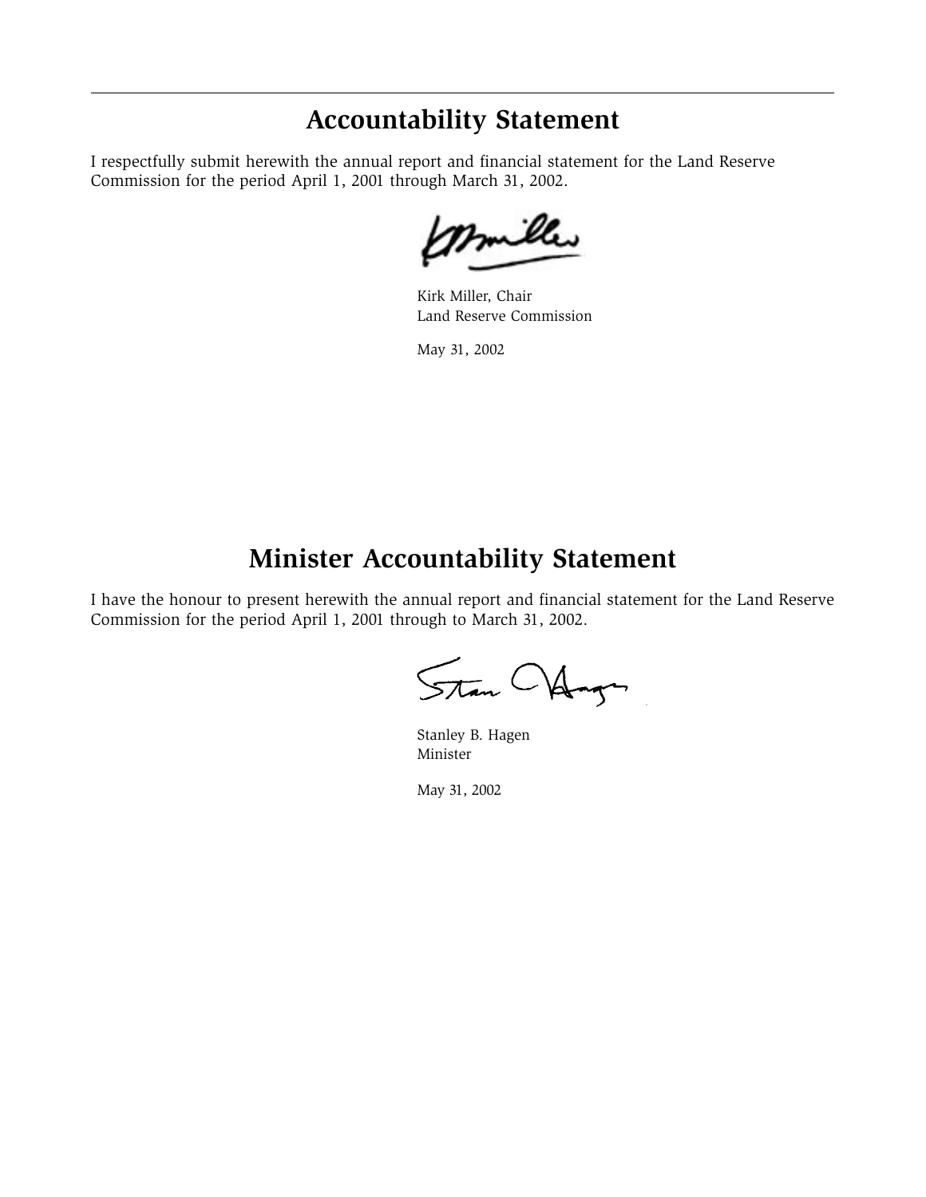# Accountability Statement

I respectfully submit herewith the annual report and financial statement for the Land Reserve Commission for the period April 1, 2001 through March 31, 2002.

Kirk Miller, Chair
Land Reserve Commission

May 31, 2002

# Minister Accountability Statement

I have the honour to present herewith the annual report and financial statement for the Land Reserve Commission for the period April 1, 2001 through to March 31, 2002.

Stanley B. Hagen
Minister

May 31, 2002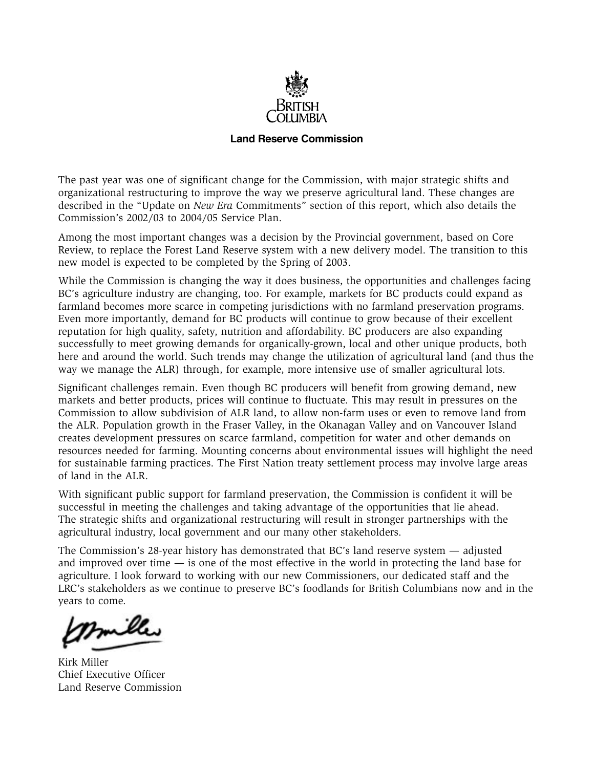BRITISH COLUMBIA

**Land Reserve Commission**

The past year was one of significant change for the Commission, with major strategic shifts and organizational restructuring to improve the way we preserve agricultural land. These changes are described in the "Update on *New Era* Commitments" section of this report, which also details the Commission's 2002/03 to 2004/05 Service Plan.

Among the most important changes was a decision by the Provincial government, based on Core Review, to replace the Forest Land Reserve system with a new delivery model. The transition to this new model is expected to be completed by the Spring of 2003.

While the Commission is changing the way it does business, the opportunities and challenges facing BC's agriculture industry are changing, too. For example, markets for BC products could expand as farmland becomes more scarce in competing jurisdictions with no farmland preservation programs. Even more importantly, demand for BC products will continue to grow because of their excellent reputation for high quality, safety, nutrition and affordability. BC producers are also expanding successfully to meet growing demands for organically-grown, local and other unique products, both here and around the world. Such trends may change the utilization of agricultural land (and thus the way we manage the ALR) through, for example, more intensive use of smaller agricultural lots.

Significant challenges remain. Even though BC producers will benefit from growing demand, new markets and better products, prices will continue to fluctuate. This may result in pressures on the Commission to allow subdivision of ALR land, to allow non-farm uses or even to remove land from the ALR. Population growth in the Fraser Valley, in the Okanagan Valley and on Vancouver Island creates development pressures on scarce farmland, competition for water and other demands on resources needed for farming. Mounting concerns about environmental issues will highlight the need for sustainable farming practices. The First Nation treaty settlement process may involve large areas of land in the ALR.

With significant public support for farmland preservation, the Commission is confident it will be successful in meeting the challenges and taking advantage of the opportunities that lie ahead. The strategic shifts and organizational restructuring will result in stronger partnerships with the agricultural industry, local government and our many other stakeholders.

The Commission's 28-year history has demonstrated that BC's land reserve system — adjusted and improved over time — is one of the most effective in the world in protecting the land base for agriculture. I look forward to working with our new Commissioners, our dedicated staff and the LRC's stakeholders as we continue to preserve BC's foodlands for British Columbians now and in the years to come.

Kirk Miller
Chief Executive Officer
Land Reserve Commission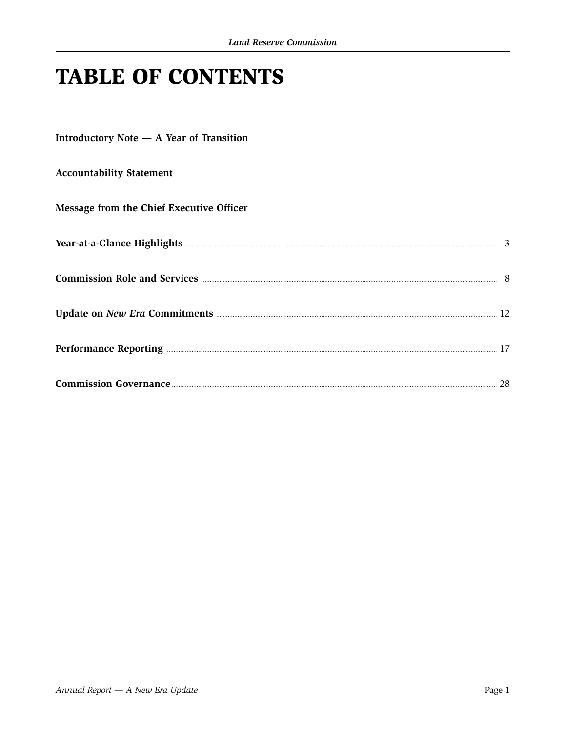# TABLE OF CONTENTS

**Introductory Note — A Year of Transition**

**Accountability Statement**

**Message from the Chief Executive Officer**

**Year-at-a-Glance Highlights** ........ 3

**Commission Role and Services** ........ 8

**Update on *New Era* Commitments** ........ 12

**Performance Reporting** ........ 17

**Commission Governance** ........ 28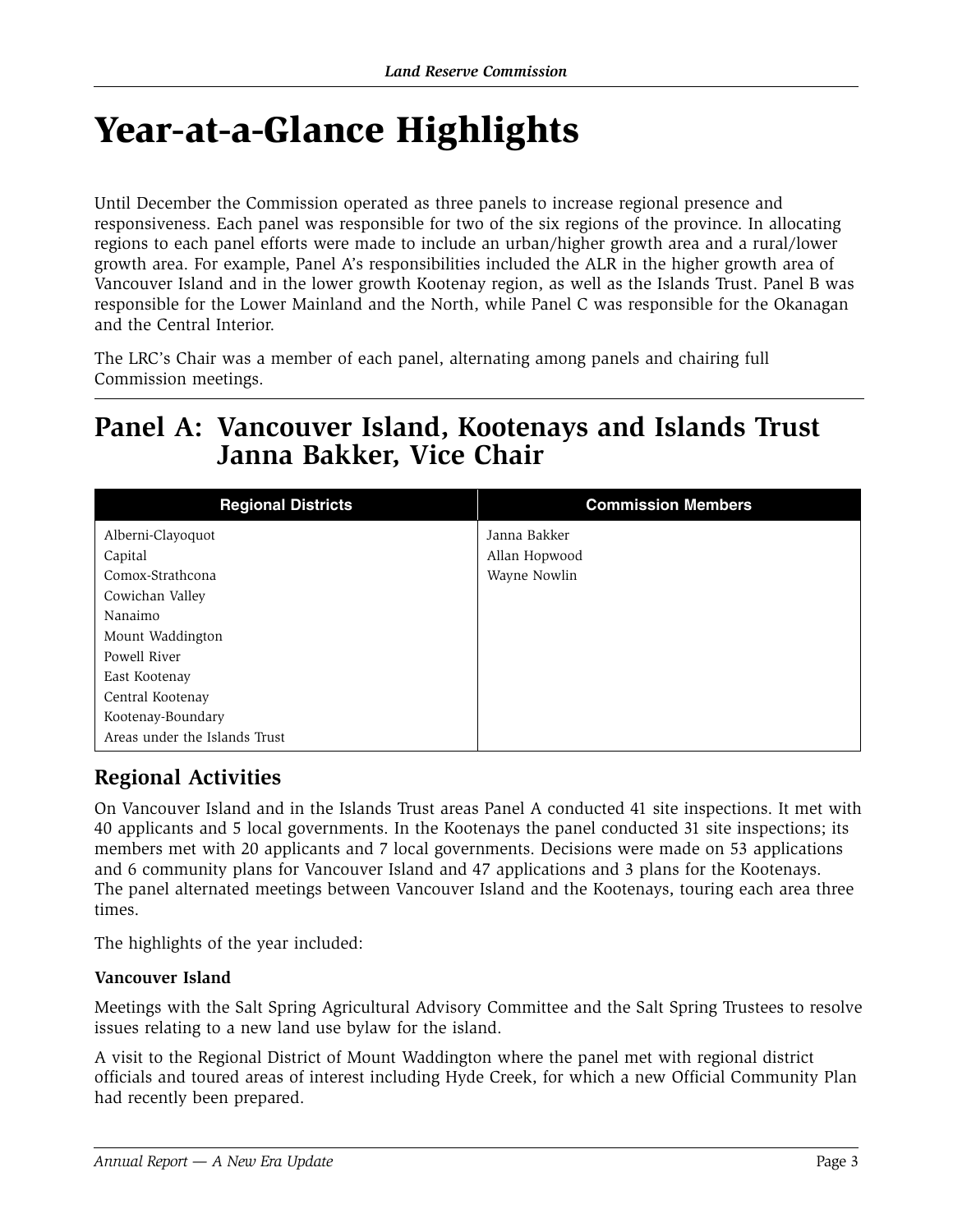# Year-at-a-Glance Highlights

Until December the Commission operated as three panels to increase regional presence and responsiveness. Each panel was responsible for two of the six regions of the province. In allocating regions to each panel efforts were made to include an urban/higher growth area and a rural/lower growth area. For example, Panel A's responsibilities included the ALR in the higher growth area of Vancouver Island and in the lower growth Kootenay region, as well as the Islands Trust. Panel B was responsible for the Lower Mainland and the North, while Panel C was responsible for the Okanagan and the Central Interior.

The LRC's Chair was a member of each panel, alternating among panels and chairing full Commission meetings.

## Panel A: Vancouver Island, Kootenays and Islands Trust Janna Bakker, Vice Chair

| Regional Districts | Commission Members |
|---|---|
| Alberni-Clayoquot<br>Capital<br>Comox-Strathcona<br>Cowichan Valley<br>Nanaimo<br>Mount Waddington<br>Powell River<br>East Kootenay<br>Central Kootenay<br>Kootenay-Boundary<br>Areas under the Islands Trust | Janna Bakker<br>Allan Hopwood<br>Wayne Nowlin |

### Regional Activities

On Vancouver Island and in the Islands Trust areas Panel A conducted 41 site inspections. It met with 40 applicants and 5 local governments. In the Kootenays the panel conducted 31 site inspections; its members met with 20 applicants and 7 local governments. Decisions were made on 53 applications and 6 community plans for Vancouver Island and 47 applications and 3 plans for the Kootenays. The panel alternated meetings between Vancouver Island and the Kootenays, touring each area three times.

The highlights of the year included:

**Vancouver Island**

Meetings with the Salt Spring Agricultural Advisory Committee and the Salt Spring Trustees to resolve issues relating to a new land use bylaw for the island.

A visit to the Regional District of Mount Waddington where the panel met with regional district officials and toured areas of interest including Hyde Creek, for which a new Official Community Plan had recently been prepared.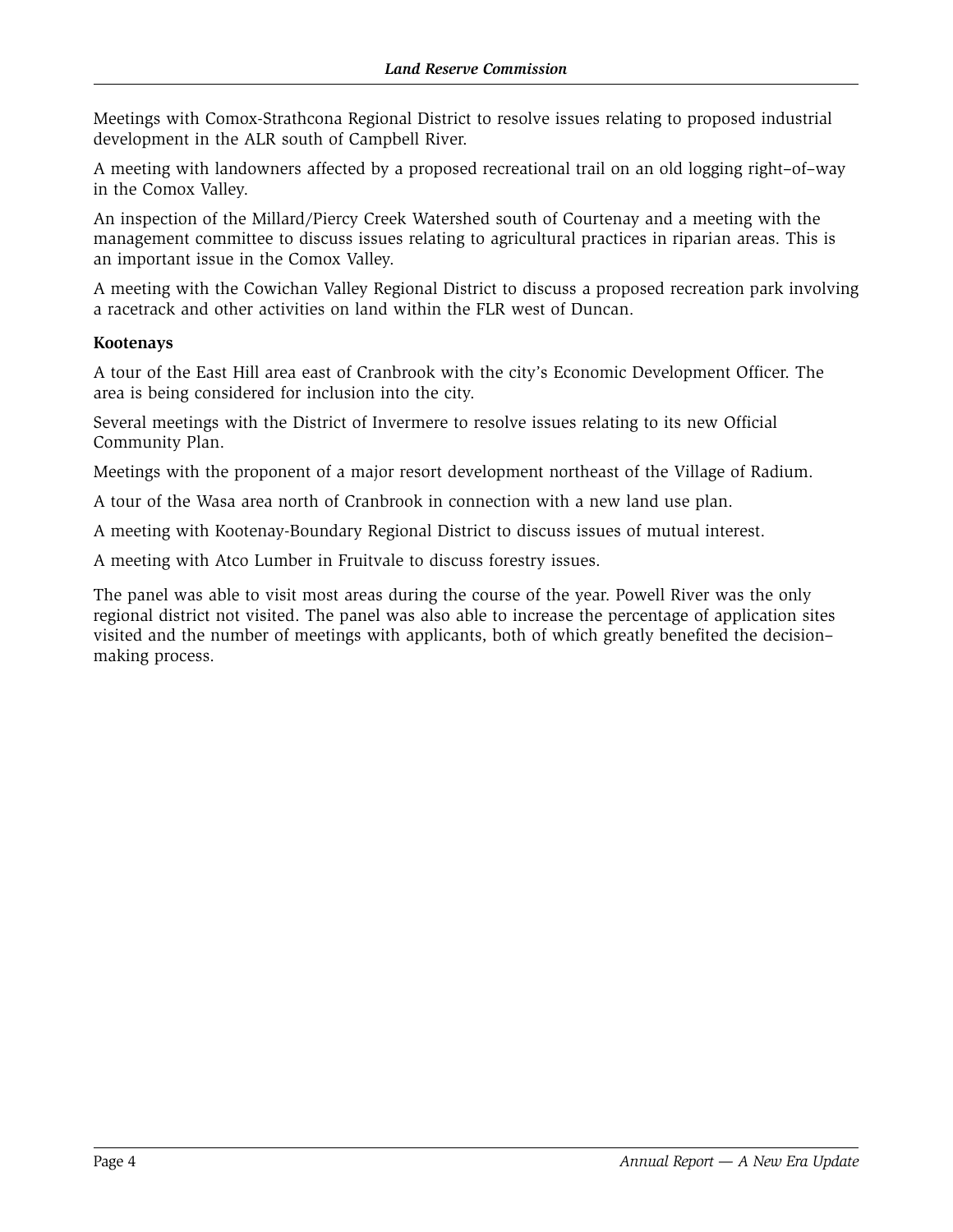Meetings with Comox-Strathcona Regional District to resolve issues relating to proposed industrial development in the ALR south of Campbell River.

A meeting with landowners affected by a proposed recreational trail on an old logging right–of–way in the Comox Valley.

An inspection of the Millard/Piercy Creek Watershed south of Courtenay and a meeting with the management committee to discuss issues relating to agricultural practices in riparian areas. This is an important issue in the Comox Valley.

A meeting with the Cowichan Valley Regional District to discuss a proposed recreation park involving a racetrack and other activities on land within the FLR west of Duncan.

**Kootenays**

A tour of the East Hill area east of Cranbrook with the city's Economic Development Officer. The area is being considered for inclusion into the city.

Several meetings with the District of Invermere to resolve issues relating to its new Official Community Plan.

Meetings with the proponent of a major resort development northeast of the Village of Radium.

A tour of the Wasa area north of Cranbrook in connection with a new land use plan.

A meeting with Kootenay-Boundary Regional District to discuss issues of mutual interest.

A meeting with Atco Lumber in Fruitvale to discuss forestry issues.

The panel was able to visit most areas during the course of the year. Powell River was the only regional district not visited. The panel was also able to increase the percentage of application sites visited and the number of meetings with applicants, both of which greatly benefited the decision–making process.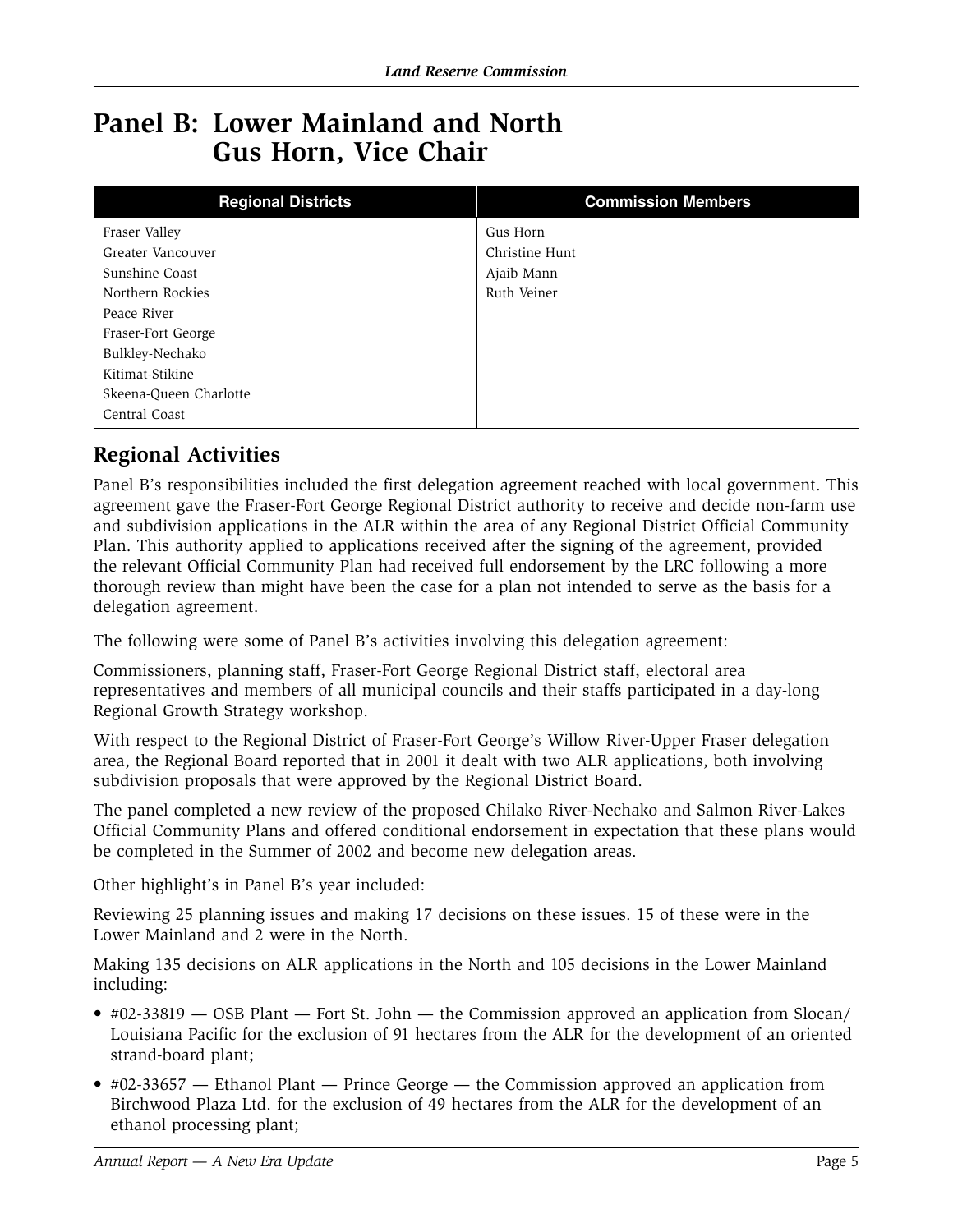# Panel B: Lower Mainland and North
# Gus Horn, Vice Chair

| Regional Districts | Commission Members |
|---|---|
| Fraser Valley | Gus Horn |
| Greater Vancouver | Christine Hunt |
| Sunshine Coast | Ajaib Mann |
| Northern Rockies | Ruth Veiner |
| Peace River | |
| Fraser-Fort George | |
| Bulkley-Nechako | |
| Kitimat-Stikine | |
| Skeena-Queen Charlotte | |
| Central Coast | |

## Regional Activities

Panel B's responsibilities included the first delegation agreement reached with local government. This agreement gave the Fraser-Fort George Regional District authority to receive and decide non-farm use and subdivision applications in the ALR within the area of any Regional District Official Community Plan. This authority applied to applications received after the signing of the agreement, provided the relevant Official Community Plan had received full endorsement by the LRC following a more thorough review than might have been the case for a plan not intended to serve as the basis for a delegation agreement.

The following were some of Panel B's activities involving this delegation agreement:

Commissioners, planning staff, Fraser-Fort George Regional District staff, electoral area representatives and members of all municipal councils and their staffs participated in a day-long Regional Growth Strategy workshop.

With respect to the Regional District of Fraser-Fort George's Willow River-Upper Fraser delegation area, the Regional Board reported that in 2001 it dealt with two ALR applications, both involving subdivision proposals that were approved by the Regional District Board.

The panel completed a new review of the proposed Chilako River-Nechako and Salmon River-Lakes Official Community Plans and offered conditional endorsement in expectation that these plans would be completed in the Summer of 2002 and become new delegation areas.

Other highlight's in Panel B's year included:

Reviewing 25 planning issues and making 17 decisions on these issues. 15 of these were in the Lower Mainland and 2 were in the North.

Making 135 decisions on ALR applications in the North and 105 decisions in the Lower Mainland including:

- #02-33819 — OSB Plant — Fort St. John — the Commission approved an application from Slocan/ Louisiana Pacific for the exclusion of 91 hectares from the ALR for the development of an oriented strand-board plant;
- #02-33657 — Ethanol Plant — Prince George — the Commission approved an application from Birchwood Plaza Ltd. for the exclusion of 49 hectares from the ALR for the development of an ethanol processing plant;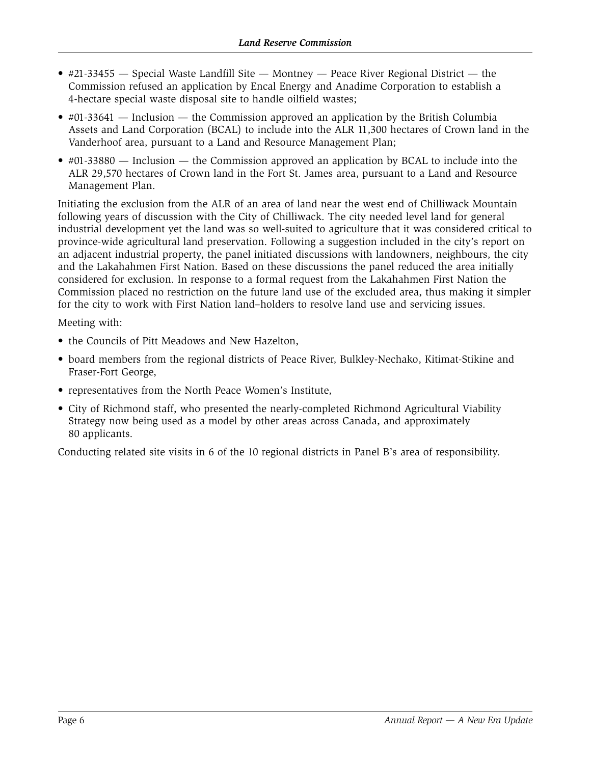- #21-33455 — Special Waste Landfill Site — Montney — Peace River Regional District — the Commission refused an application by Encal Energy and Anadime Corporation to establish a 4-hectare special waste disposal site to handle oilfield wastes;
- #01-33641 — Inclusion — the Commission approved an application by the British Columbia Assets and Land Corporation (BCAL) to include into the ALR 11,300 hectares of Crown land in the Vanderhoof area, pursuant to a Land and Resource Management Plan;
- #01-33880 — Inclusion — the Commission approved an application by BCAL to include into the ALR 29,570 hectares of Crown land in the Fort St. James area, pursuant to a Land and Resource Management Plan.

Initiating the exclusion from the ALR of an area of land near the west end of Chilliwack Mountain following years of discussion with the City of Chilliwack. The city needed level land for general industrial development yet the land was so well-suited to agriculture that it was considered critical to province-wide agricultural land preservation. Following a suggestion included in the city's report on an adjacent industrial property, the panel initiated discussions with landowners, neighbours, the city and the Lakahahmen First Nation. Based on these discussions the panel reduced the area initially considered for exclusion. In response to a formal request from the Lakahahmen First Nation the Commission placed no restriction on the future land use of the excluded area, thus making it simpler for the city to work with First Nation land–holders to resolve land use and servicing issues.

Meeting with:

- the Councils of Pitt Meadows and New Hazelton,
- board members from the regional districts of Peace River, Bulkley-Nechako, Kitimat-Stikine and Fraser-Fort George,
- representatives from the North Peace Women's Institute,
- City of Richmond staff, who presented the nearly-completed Richmond Agricultural Viability Strategy now being used as a model by other areas across Canada, and approximately 80 applicants.

Conducting related site visits in 6 of the 10 regional districts in Panel B's area of responsibility.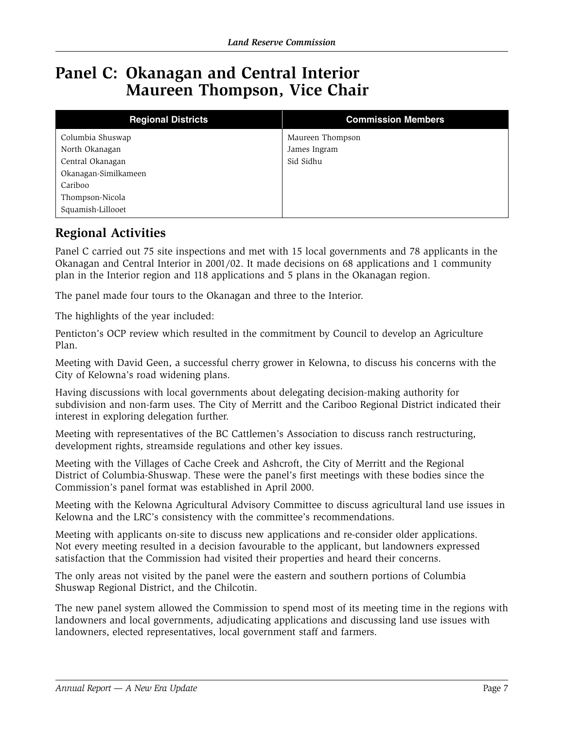# Panel C: Okanagan and Central Interior Maureen Thompson, Vice Chair

| Regional Districts | Commission Members |
|---|---|
| Columbia Shuswap<br>North Okanagan<br>Central Okanagan<br>Okanagan-Similkameen<br>Cariboo<br>Thompson-Nicola<br>Squamish-Lillooet | Maureen Thompson<br>James Ingram<br>Sid Sidhu |

## Regional Activities

Panel C carried out 75 site inspections and met with 15 local governments and 78 applicants in the Okanagan and Central Interior in 2001/02. It made decisions on 68 applications and 1 community plan in the Interior region and 118 applications and 5 plans in the Okanagan region.

The panel made four tours to the Okanagan and three to the Interior.

The highlights of the year included:

Penticton's OCP review which resulted in the commitment by Council to develop an Agriculture Plan.

Meeting with David Geen, a successful cherry grower in Kelowna, to discuss his concerns with the City of Kelowna's road widening plans.

Having discussions with local governments about delegating decision-making authority for subdivision and non-farm uses. The City of Merritt and the Cariboo Regional District indicated their interest in exploring delegation further.

Meeting with representatives of the BC Cattlemen's Association to discuss ranch restructuring, development rights, streamside regulations and other key issues.

Meeting with the Villages of Cache Creek and Ashcroft, the City of Merritt and the Regional District of Columbia-Shuswap. These were the panel's first meetings with these bodies since the Commission's panel format was established in April 2000.

Meeting with the Kelowna Agricultural Advisory Committee to discuss agricultural land use issues in Kelowna and the LRC's consistency with the committee's recommendations.

Meeting with applicants on-site to discuss new applications and re-consider older applications. Not every meeting resulted in a decision favourable to the applicant, but landowners expressed satisfaction that the Commission had visited their properties and heard their concerns.

The only areas not visited by the panel were the eastern and southern portions of Columbia Shuswap Regional District, and the Chilcotin.

The new panel system allowed the Commission to spend most of its meeting time in the regions with landowners and local governments, adjudicating applications and discussing land use issues with landowners, elected representatives, local government staff and farmers.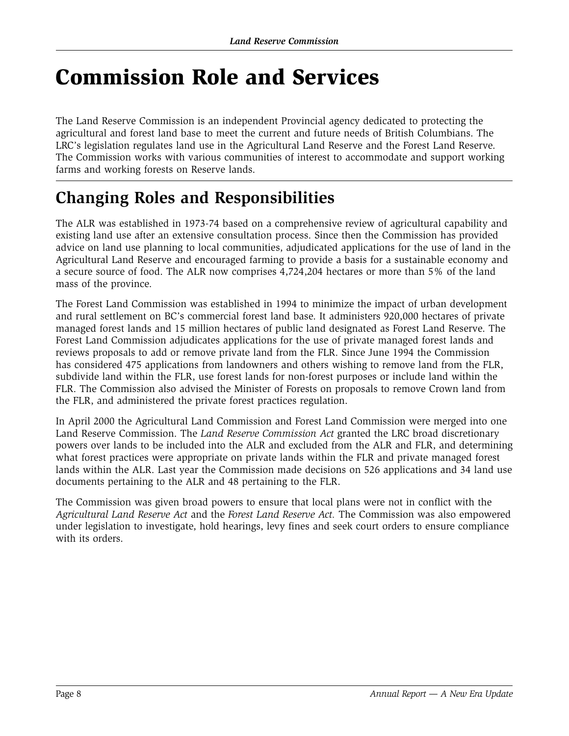# Commission Role and Services

The Land Reserve Commission is an independent Provincial agency dedicated to protecting the agricultural and forest land base to meet the current and future needs of British Columbians. The LRC's legislation regulates land use in the Agricultural Land Reserve and the Forest Land Reserve. The Commission works with various communities of interest to accommodate and support working farms and working forests on Reserve lands.

## Changing Roles and Responsibilities

The ALR was established in 1973-74 based on a comprehensive review of agricultural capability and existing land use after an extensive consultation process. Since then the Commission has provided advice on land use planning to local communities, adjudicated applications for the use of land in the Agricultural Land Reserve and encouraged farming to provide a basis for a sustainable economy and a secure source of food. The ALR now comprises 4,724,204 hectares or more than 5% of the land mass of the province.

The Forest Land Commission was established in 1994 to minimize the impact of urban development and rural settlement on BC's commercial forest land base. It administers 920,000 hectares of private managed forest lands and 15 million hectares of public land designated as Forest Land Reserve. The Forest Land Commission adjudicates applications for the use of private managed forest lands and reviews proposals to add or remove private land from the FLR. Since June 1994 the Commission has considered 475 applications from landowners and others wishing to remove land from the FLR, subdivide land within the FLR, use forest lands for non-forest purposes or include land within the FLR. The Commission also advised the Minister of Forests on proposals to remove Crown land from the FLR, and administered the private forest practices regulation.

In April 2000 the Agricultural Land Commission and Forest Land Commission were merged into one Land Reserve Commission. The *Land Reserve Commission Act* granted the LRC broad discretionary powers over lands to be included into the ALR and excluded from the ALR and FLR, and determining what forest practices were appropriate on private lands within the FLR and private managed forest lands within the ALR. Last year the Commission made decisions on 526 applications and 34 land use documents pertaining to the ALR and 48 pertaining to the FLR.

The Commission was given broad powers to ensure that local plans were not in conflict with the *Agricultural Land Reserve Act* and the *Forest Land Reserve Act.* The Commission was also empowered under legislation to investigate, hold hearings, levy fines and seek court orders to ensure compliance with its orders.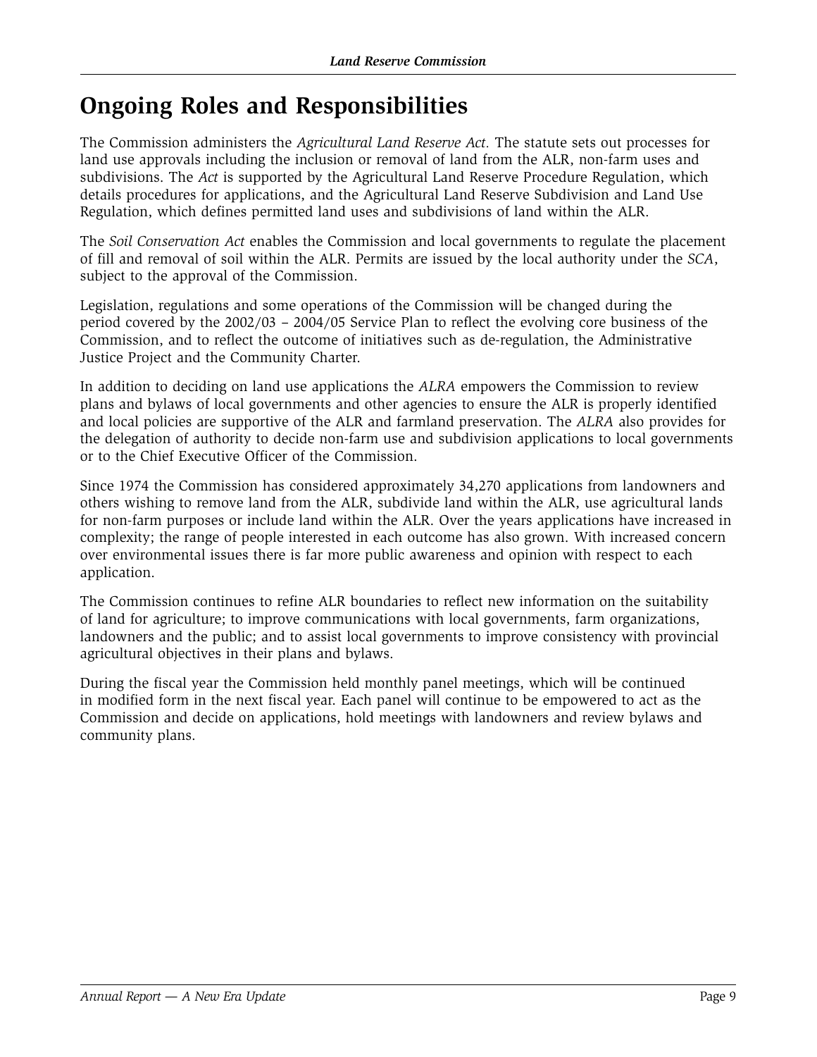# Ongoing Roles and Responsibilities

The Commission administers the *Agricultural Land Reserve Act.* The statute sets out processes for land use approvals including the inclusion or removal of land from the ALR, non-farm uses and subdivisions. The *Act* is supported by the Agricultural Land Reserve Procedure Regulation, which details procedures for applications, and the Agricultural Land Reserve Subdivision and Land Use Regulation, which defines permitted land uses and subdivisions of land within the ALR.

The *Soil Conservation Act* enables the Commission and local governments to regulate the placement of fill and removal of soil within the ALR. Permits are issued by the local authority under the *SCA*, subject to the approval of the Commission.

Legislation, regulations and some operations of the Commission will be changed during the period covered by the 2002/03 – 2004/05 Service Plan to reflect the evolving core business of the Commission, and to reflect the outcome of initiatives such as de-regulation, the Administrative Justice Project and the Community Charter.

In addition to deciding on land use applications the *ALRA* empowers the Commission to review plans and bylaws of local governments and other agencies to ensure the ALR is properly identified and local policies are supportive of the ALR and farmland preservation. The *ALRA* also provides for the delegation of authority to decide non-farm use and subdivision applications to local governments or to the Chief Executive Officer of the Commission.

Since 1974 the Commission has considered approximately 34,270 applications from landowners and others wishing to remove land from the ALR, subdivide land within the ALR, use agricultural lands for non-farm purposes or include land within the ALR. Over the years applications have increased in complexity; the range of people interested in each outcome has also grown. With increased concern over environmental issues there is far more public awareness and opinion with respect to each application.

The Commission continues to refine ALR boundaries to reflect new information on the suitability of land for agriculture; to improve communications with local governments, farm organizations, landowners and the public; and to assist local governments to improve consistency with provincial agricultural objectives in their plans and bylaws.

During the fiscal year the Commission held monthly panel meetings, which will be continued in modified form in the next fiscal year. Each panel will continue to be empowered to act as the Commission and decide on applications, hold meetings with landowners and review bylaws and community plans.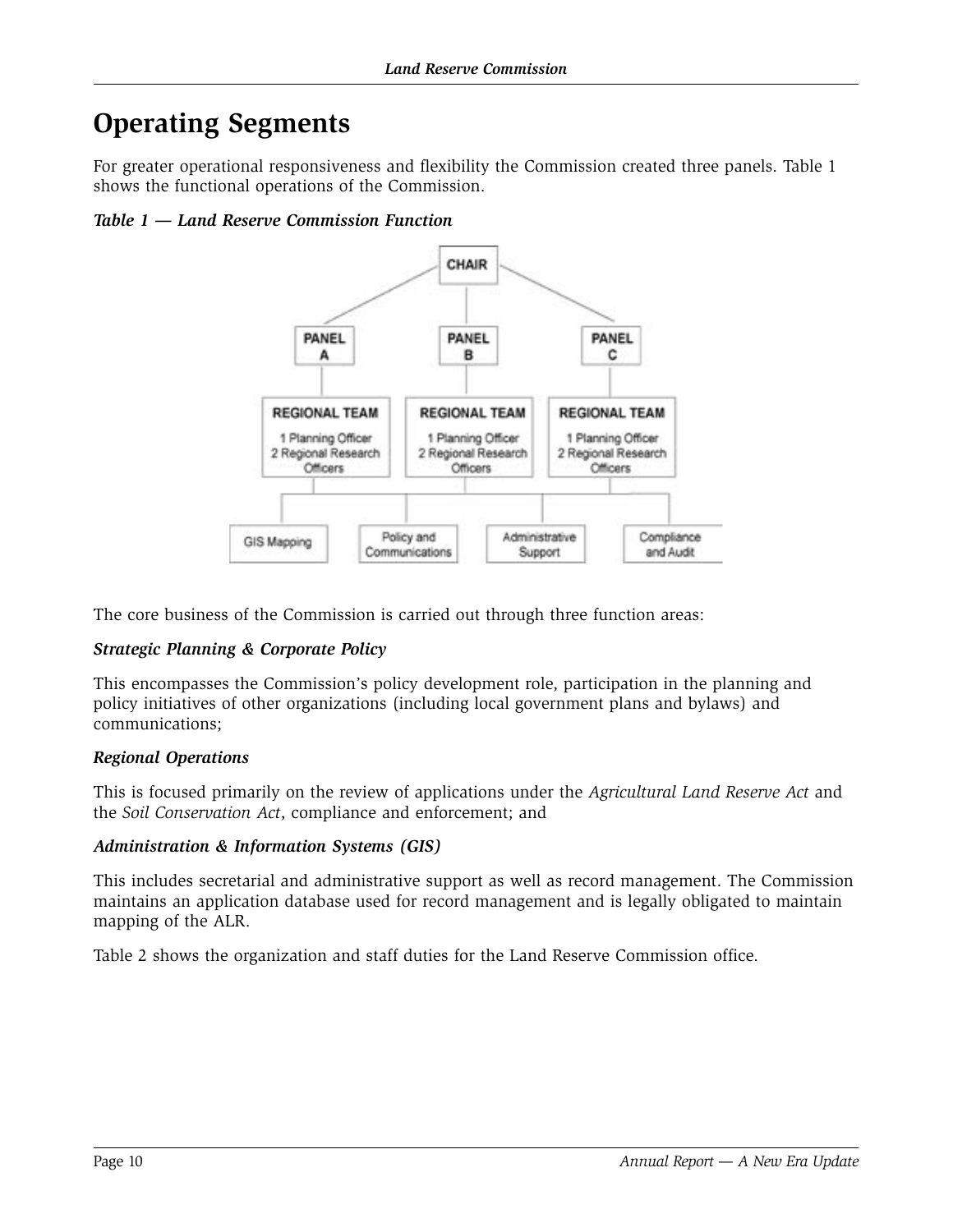# Operating Segments

For greater operational responsiveness and flexibility the Commission created three panels. Table 1 shows the functional operations of the Commission.

***Table 1 — Land Reserve Commission Function***

CHAIR

PANEL A | PANEL B | PANEL C

REGIONAL TEAM — 1 Planning Officer, 2 Regional Research Officers

REGIONAL TEAM — 1 Planning Officer, 2 Regional Research Officers

REGIONAL TEAM — 1 Planning Officer, 2 Regional Research Officers

GIS Mapping | Policy and Communications | Administrative Support | Compliance and Audit

The core business of the Commission is carried out through three function areas:

***Strategic Planning & Corporate Policy***

This encompasses the Commission's policy development role, participation in the planning and policy initiatives of other organizations (including local government plans and bylaws) and communications;

***Regional Operations***

This is focused primarily on the review of applications under the *Agricultural Land Reserve Act* and the *Soil Conservation Act*, compliance and enforcement; and

***Administration & Information Systems (GIS)***

This includes secretarial and administrative support as well as record management. The Commission maintains an application database used for record management and is legally obligated to maintain mapping of the ALR.

Table 2 shows the organization and staff duties for the Land Reserve Commission office.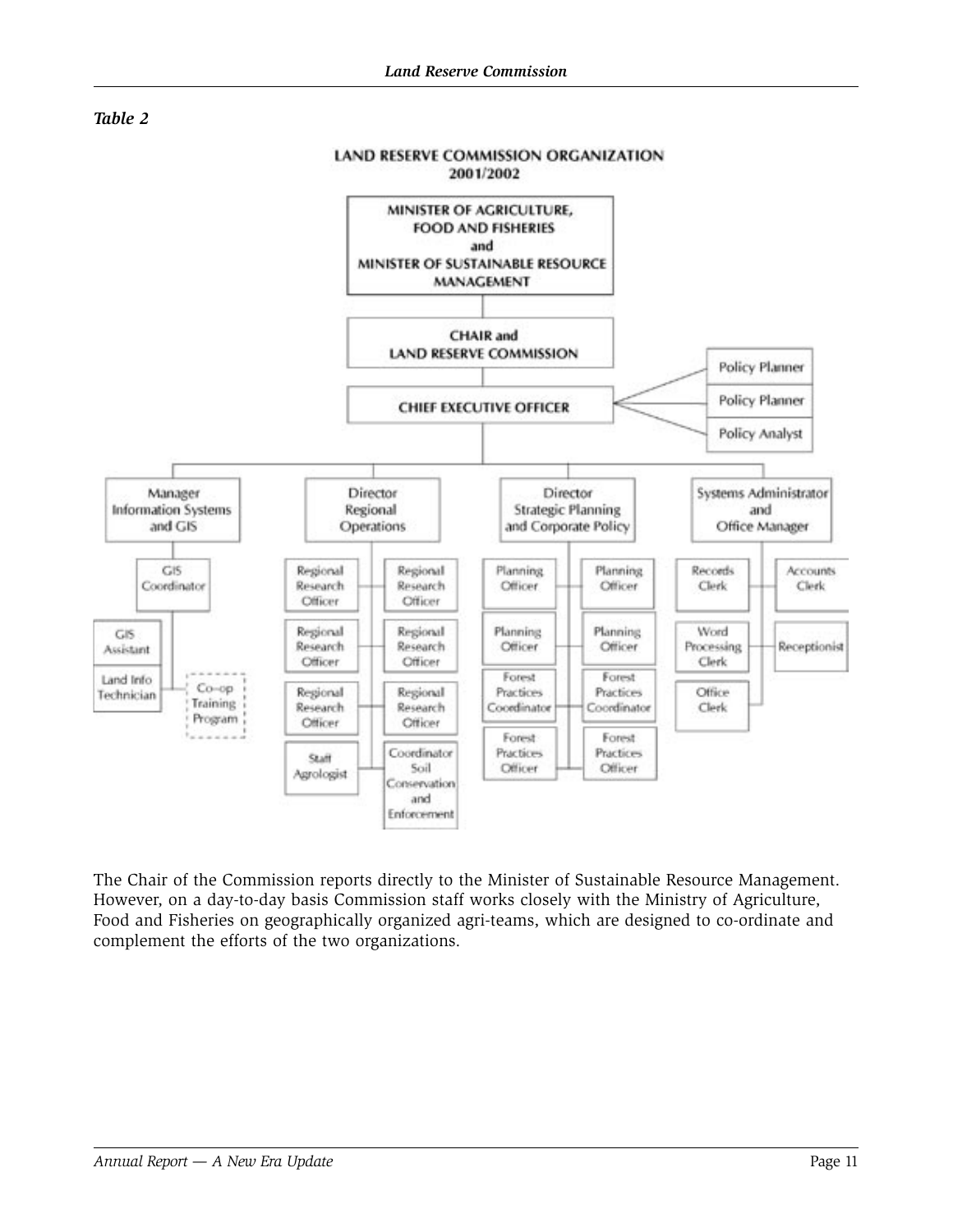*Table 2*

**LAND RESERVE COMMISSION ORGANIZATION 2001/2002**

- MINISTER OF AGRICULTURE, FOOD AND FISHERIES and MINISTER OF SUSTAINABLE RESOURCE MANAGEMENT
  - CHAIR and LAND RESERVE COMMISSION
    - CHIEF EXECUTIVE OFFICER
      - Policy Planner
      - Policy Planner
      - Policy Analyst
      - Manager Information Systems and GIS
        - GIS Coordinator
          - GIS Assistant
          - Land Info Technician
          - Co-op Training Program
      - Director Regional Operations
        - Regional Research Officer
        - Regional Research Officer
        - Regional Research Officer
        - Regional Research Officer
        - Regional Research Officer
        - Regional Research Officer
        - Staff Agrologist
        - Coordinator Soil Conservation and Enforcement
      - Director Strategic Planning and Corporate Policy
        - Planning Officer
        - Planning Officer
        - Planning Officer
        - Planning Officer
        - Forest Practices Coordinator
        - Forest Practices Coordinator
        - Forest Practices Officer
        - Forest Practices Officer
      - Systems Administrator and Office Manager
        - Records Clerk
        - Accounts Clerk
        - Word Processing Clerk
        - Receptionist
        - Office Clerk

The Chair of the Commission reports directly to the Minister of Sustainable Resource Management. However, on a day-to-day basis Commission staff works closely with the Ministry of Agriculture, Food and Fisheries on geographically organized agri-teams, which are designed to co-ordinate and complement the efforts of the two organizations.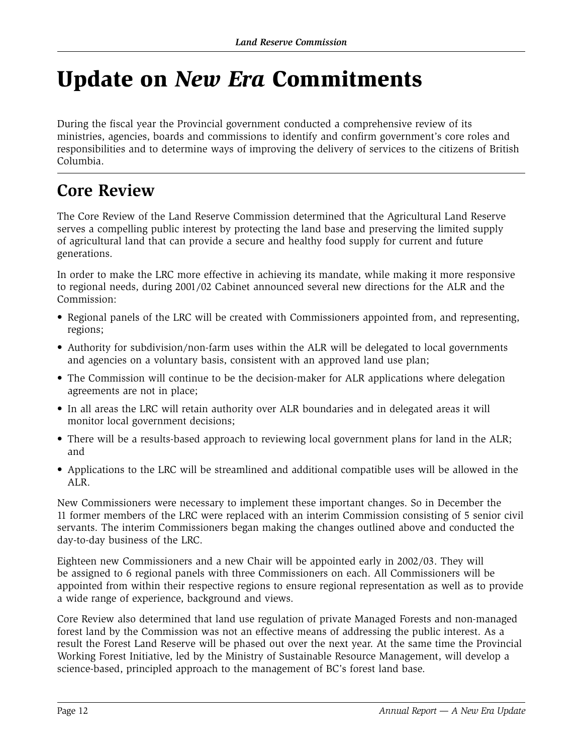# Update on *New Era* Commitments

During the fiscal year the Provincial government conducted a comprehensive review of its ministries, agencies, boards and commissions to identify and confirm government's core roles and responsibilities and to determine ways of improving the delivery of services to the citizens of British Columbia.

## Core Review

The Core Review of the Land Reserve Commission determined that the Agricultural Land Reserve serves a compelling public interest by protecting the land base and preserving the limited supply of agricultural land that can provide a secure and healthy food supply for current and future generations.

In order to make the LRC more effective in achieving its mandate, while making it more responsive to regional needs, during 2001/02 Cabinet announced several new directions for the ALR and the Commission:

- Regional panels of the LRC will be created with Commissioners appointed from, and representing, regions;
- Authority for subdivision/non-farm uses within the ALR will be delegated to local governments and agencies on a voluntary basis, consistent with an approved land use plan;
- The Commission will continue to be the decision-maker for ALR applications where delegation agreements are not in place;
- In all areas the LRC will retain authority over ALR boundaries and in delegated areas it will monitor local government decisions;
- There will be a results-based approach to reviewing local government plans for land in the ALR; and
- Applications to the LRC will be streamlined and additional compatible uses will be allowed in the ALR.

New Commissioners were necessary to implement these important changes. So in December the 11 former members of the LRC were replaced with an interim Commission consisting of 5 senior civil servants. The interim Commissioners began making the changes outlined above and conducted the day-to-day business of the LRC.

Eighteen new Commissioners and a new Chair will be appointed early in 2002/03. They will be assigned to 6 regional panels with three Commissioners on each. All Commissioners will be appointed from within their respective regions to ensure regional representation as well as to provide a wide range of experience, background and views.

Core Review also determined that land use regulation of private Managed Forests and non-managed forest land by the Commission was not an effective means of addressing the public interest. As a result the Forest Land Reserve will be phased out over the next year. At the same time the Provincial Working Forest Initiative, led by the Ministry of Sustainable Resource Management, will develop a science-based, principled approach to the management of BC's forest land base.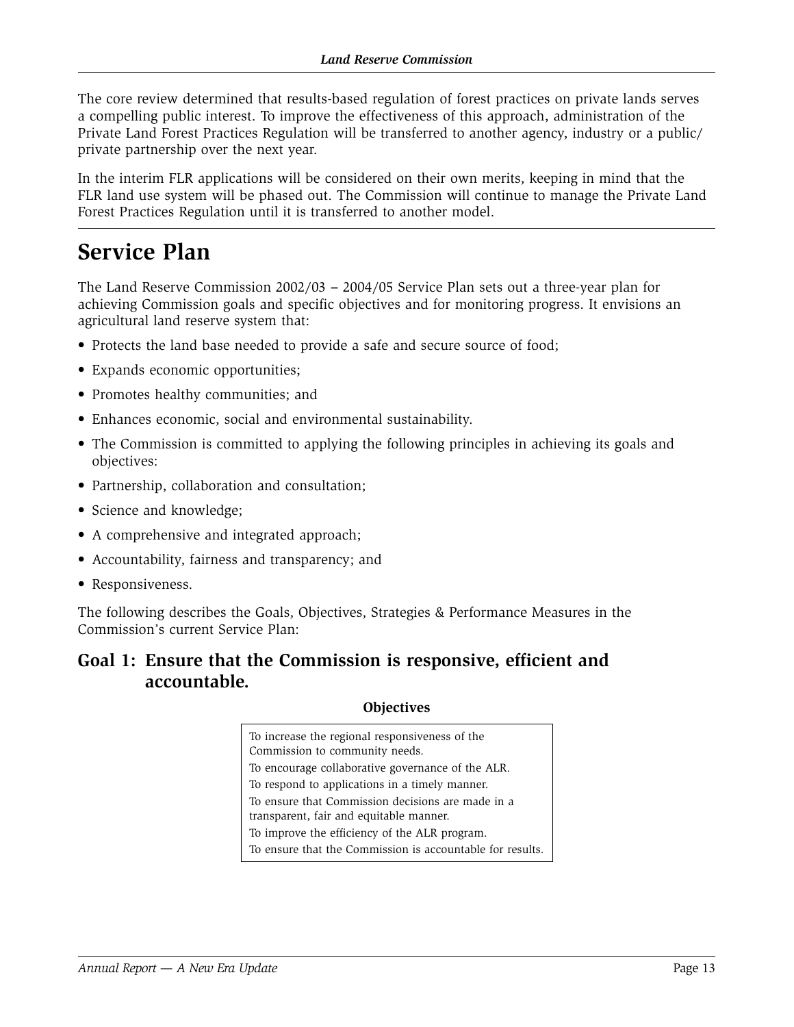The core review determined that results-based regulation of forest practices on private lands serves a compelling public interest. To improve the effectiveness of this approach, administration of the Private Land Forest Practices Regulation will be transferred to another agency, industry or a public/private partnership over the next year.

In the interim FLR applications will be considered on their own merits, keeping in mind that the FLR land use system will be phased out. The Commission will continue to manage the Private Land Forest Practices Regulation until it is transferred to another model.

# Service Plan

The Land Reserve Commission 2002/03 – 2004/05 Service Plan sets out a three-year plan for achieving Commission goals and specific objectives and for monitoring progress. It envisions an agricultural land reserve system that:

- Protects the land base needed to provide a safe and secure source of food;
- Expands economic opportunities;
- Promotes healthy communities; and
- Enhances economic, social and environmental sustainability.
- The Commission is committed to applying the following principles in achieving its goals and objectives:
- Partnership, collaboration and consultation;
- Science and knowledge;
- A comprehensive and integrated approach;
- Accountability, fairness and transparency; and
- Responsiveness.

The following describes the Goals, Objectives, Strategies & Performance Measures in the Commission's current Service Plan:

## Goal 1: Ensure that the Commission is responsive, efficient and accountable.

**Objectives**

| |
|---|
| To increase the regional responsiveness of the Commission to community needs. |
| To encourage collaborative governance of the ALR. |
| To respond to applications in a timely manner. |
| To ensure that Commission decisions are made in a transparent, fair and equitable manner. |
| To improve the efficiency of the ALR program. |
| To ensure that the Commission is accountable for results. |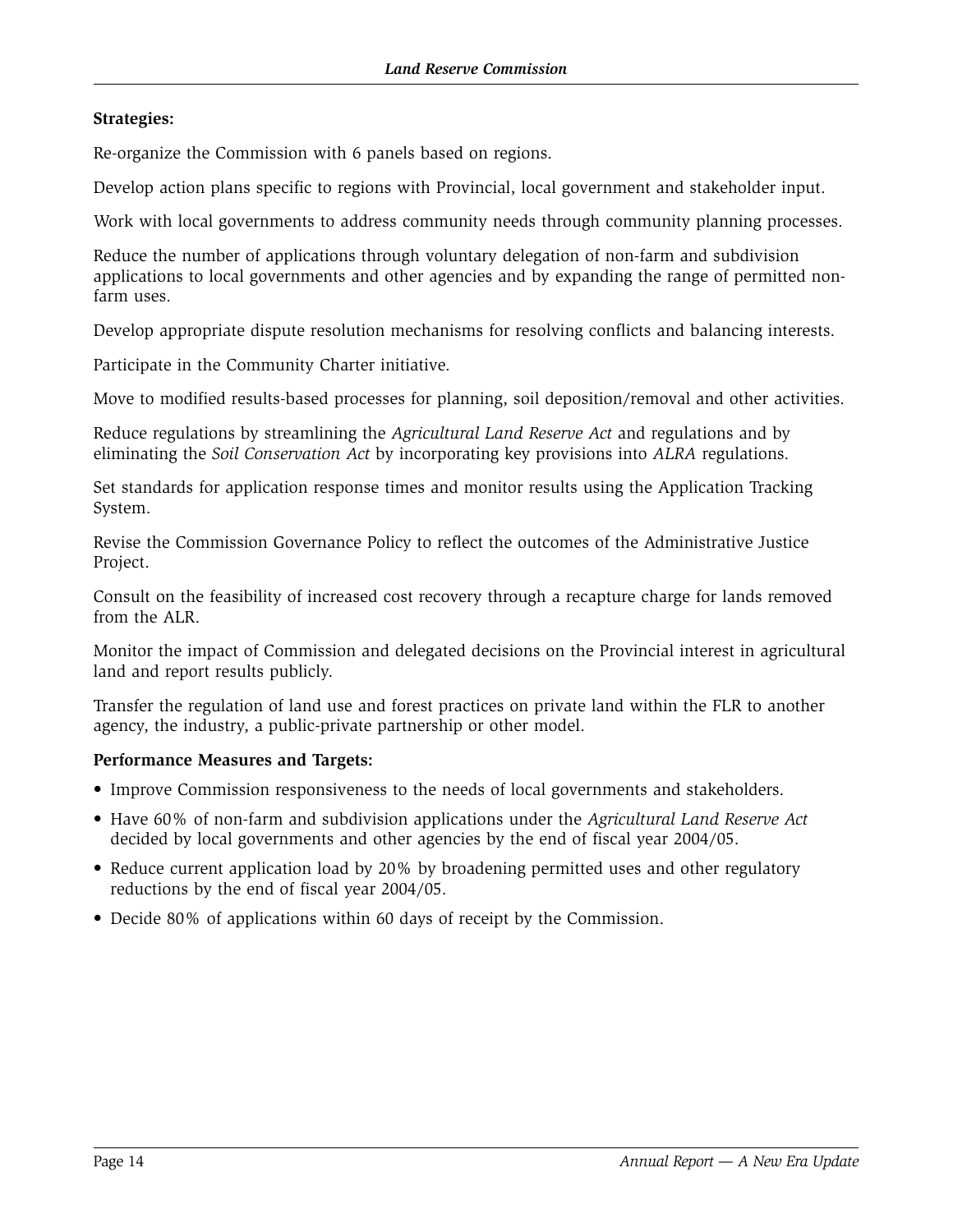**Strategies:**

Re-organize the Commission with 6 panels based on regions.

Develop action plans specific to regions with Provincial, local government and stakeholder input.

Work with local governments to address community needs through community planning processes.

Reduce the number of applications through voluntary delegation of non-farm and subdivision applications to local governments and other agencies and by expanding the range of permitted non-farm uses.

Develop appropriate dispute resolution mechanisms for resolving conflicts and balancing interests.

Participate in the Community Charter initiative.

Move to modified results-based processes for planning, soil deposition/removal and other activities.

Reduce regulations by streamlining the *Agricultural Land Reserve Act* and regulations and by eliminating the *Soil Conservation Act* by incorporating key provisions into *ALRA* regulations.

Set standards for application response times and monitor results using the Application Tracking System.

Revise the Commission Governance Policy to reflect the outcomes of the Administrative Justice Project.

Consult on the feasibility of increased cost recovery through a recapture charge for lands removed from the ALR.

Monitor the impact of Commission and delegated decisions on the Provincial interest in agricultural land and report results publicly.

Transfer the regulation of land use and forest practices on private land within the FLR to another agency, the industry, a public-private partnership or other model.

**Performance Measures and Targets:**

- Improve Commission responsiveness to the needs of local governments and stakeholders.
- Have 60% of non-farm and subdivision applications under the *Agricultural Land Reserve Act* decided by local governments and other agencies by the end of fiscal year 2004/05.
- Reduce current application load by 20% by broadening permitted uses and other regulatory reductions by the end of fiscal year 2004/05.
- Decide 80% of applications within 60 days of receipt by the Commission.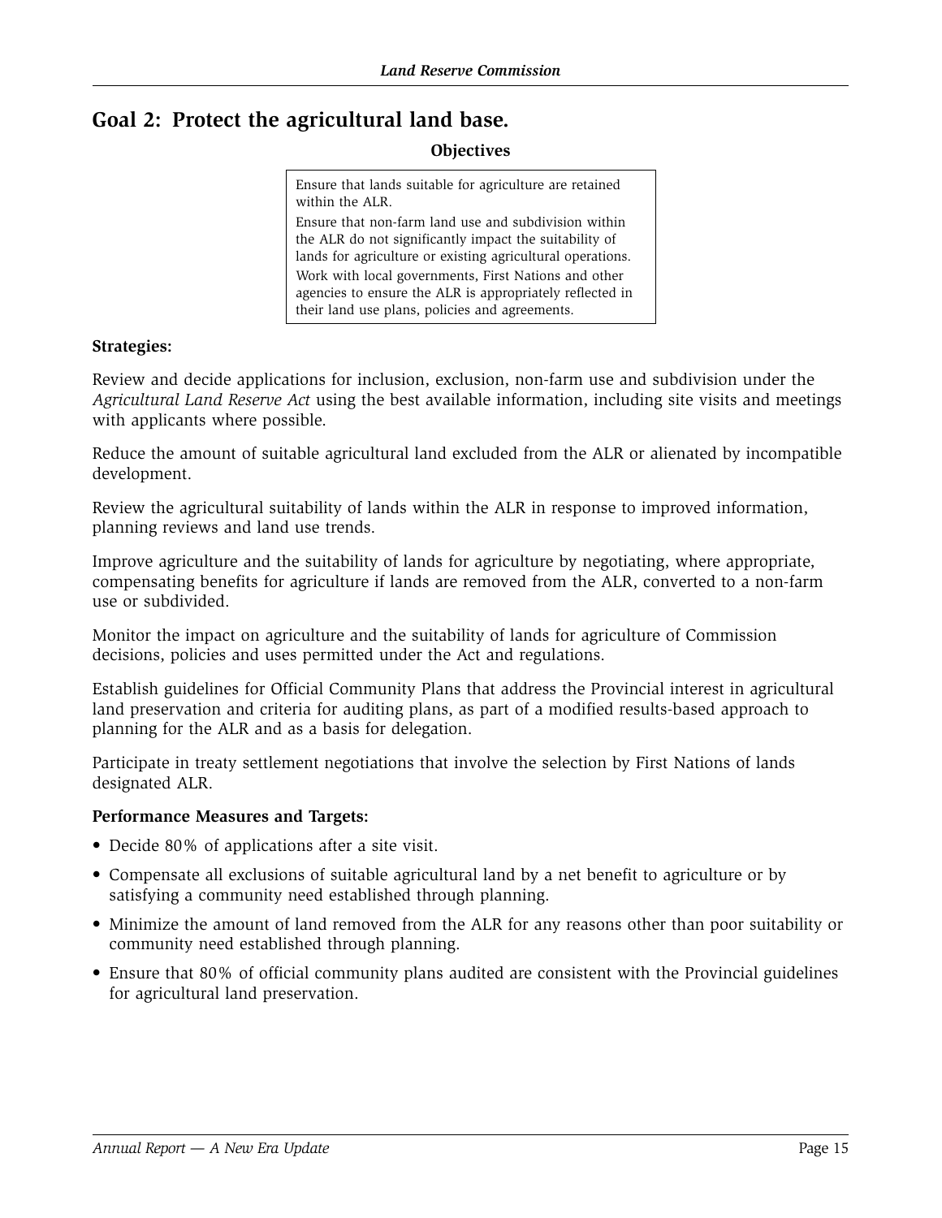## Goal 2: Protect the agricultural land base.

**Objectives**

Ensure that lands suitable for agriculture are retained within the ALR.

Ensure that non-farm land use and subdivision within the ALR do not significantly impact the suitability of lands for agriculture or existing agricultural operations.

Work with local governments, First Nations and other agencies to ensure the ALR is appropriately reflected in their land use plans, policies and agreements.

**Strategies:**

Review and decide applications for inclusion, exclusion, non-farm use and subdivision under the *Agricultural Land Reserve Act* using the best available information, including site visits and meetings with applicants where possible.

Reduce the amount of suitable agricultural land excluded from the ALR or alienated by incompatible development.

Review the agricultural suitability of lands within the ALR in response to improved information, planning reviews and land use trends.

Improve agriculture and the suitability of lands for agriculture by negotiating, where appropriate, compensating benefits for agriculture if lands are removed from the ALR, converted to a non-farm use or subdivided.

Monitor the impact on agriculture and the suitability of lands for agriculture of Commission decisions, policies and uses permitted under the Act and regulations.

Establish guidelines for Official Community Plans that address the Provincial interest in agricultural land preservation and criteria for auditing plans, as part of a modified results-based approach to planning for the ALR and as a basis for delegation.

Participate in treaty settlement negotiations that involve the selection by First Nations of lands designated ALR.

**Performance Measures and Targets:**

- Decide 80% of applications after a site visit.
- Compensate all exclusions of suitable agricultural land by a net benefit to agriculture or by satisfying a community need established through planning.
- Minimize the amount of land removed from the ALR for any reasons other than poor suitability or community need established through planning.
- Ensure that 80% of official community plans audited are consistent with the Provincial guidelines for agricultural land preservation.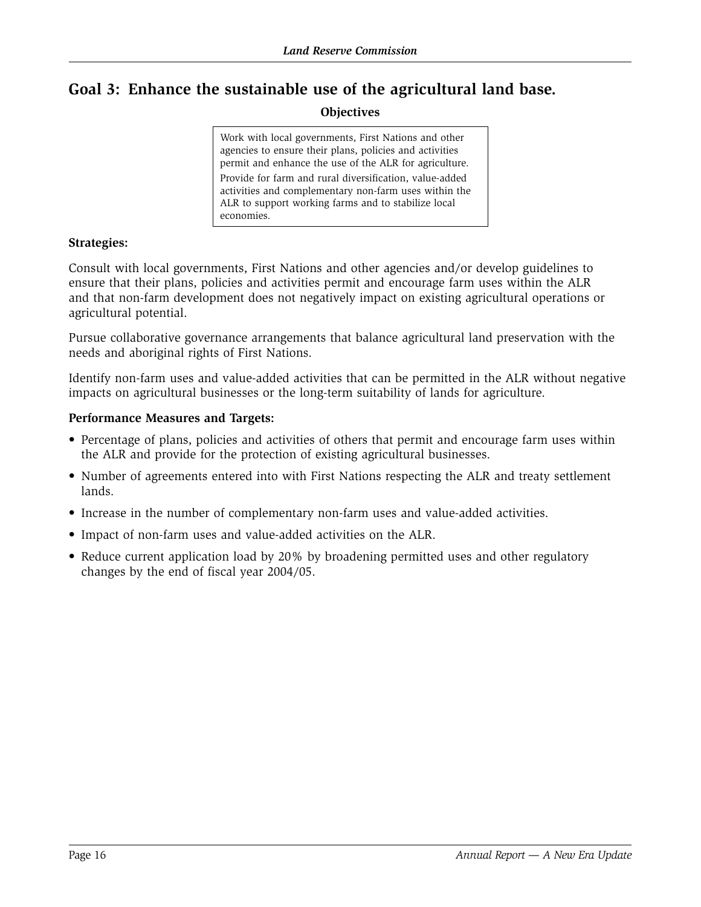## Goal 3: Enhance the sustainable use of the agricultural land base.

**Objectives**

Work with local governments, First Nations and other agencies to ensure their plans, policies and activities permit and enhance the use of the ALR for agriculture.

Provide for farm and rural diversification, value-added activities and complementary non-farm uses within the ALR to support working farms and to stabilize local economies.

**Strategies:**

Consult with local governments, First Nations and other agencies and/or develop guidelines to ensure that their plans, policies and activities permit and encourage farm uses within the ALR and that non-farm development does not negatively impact on existing agricultural operations or agricultural potential.

Pursue collaborative governance arrangements that balance agricultural land preservation with the needs and aboriginal rights of First Nations.

Identify non-farm uses and value-added activities that can be permitted in the ALR without negative impacts on agricultural businesses or the long-term suitability of lands for agriculture.

**Performance Measures and Targets:**

- Percentage of plans, policies and activities of others that permit and encourage farm uses within the ALR and provide for the protection of existing agricultural businesses.
- Number of agreements entered into with First Nations respecting the ALR and treaty settlement lands.
- Increase in the number of complementary non-farm uses and value-added activities.
- Impact of non-farm uses and value-added activities on the ALR.
- Reduce current application load by 20% by broadening permitted uses and other regulatory changes by the end of fiscal year 2004/05.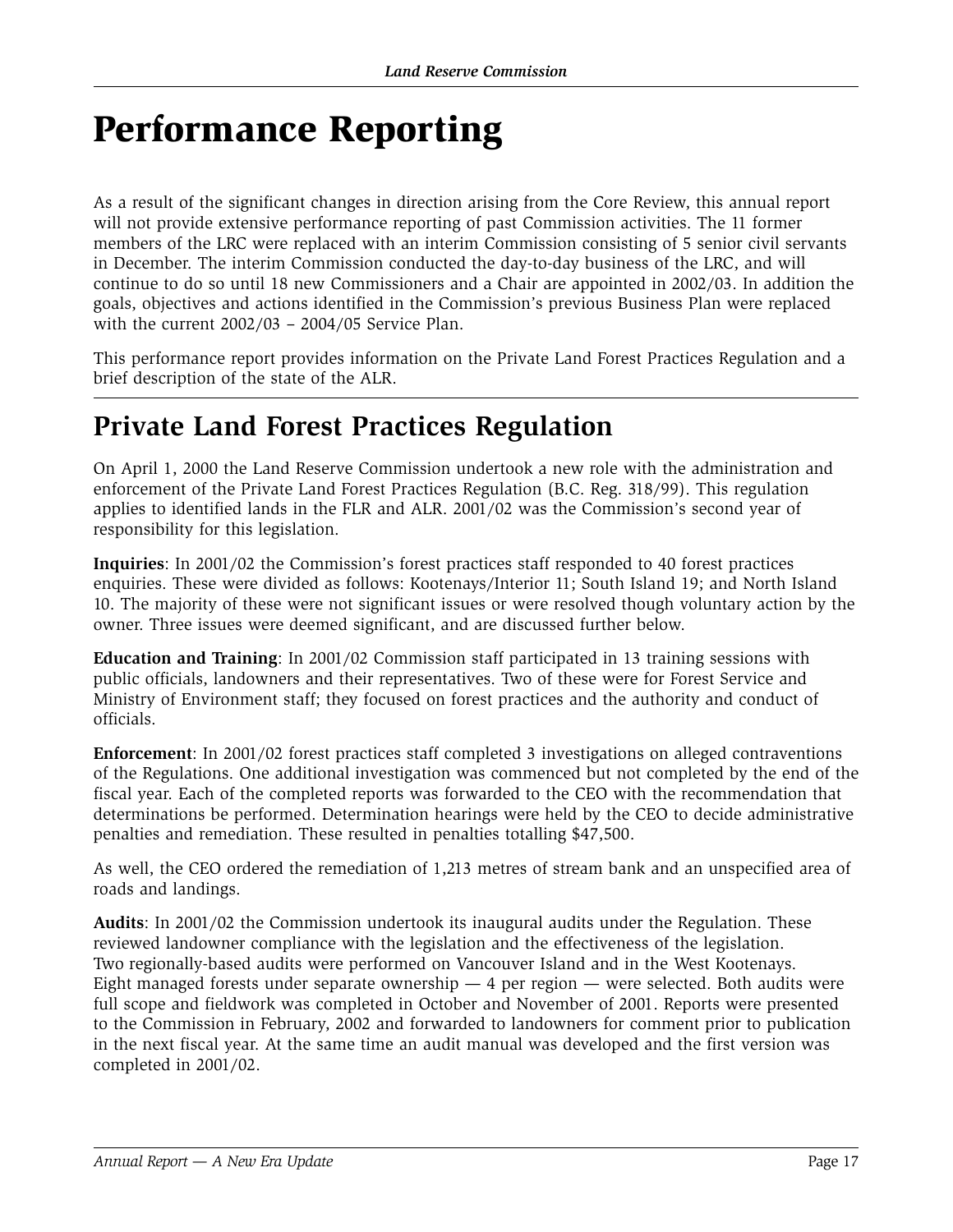# Performance Reporting

As a result of the significant changes in direction arising from the Core Review, this annual report will not provide extensive performance reporting of past Commission activities. The 11 former members of the LRC were replaced with an interim Commission consisting of 5 senior civil servants in December. The interim Commission conducted the day-to-day business of the LRC, and will continue to do so until 18 new Commissioners and a Chair are appointed in 2002/03. In addition the goals, objectives and actions identified in the Commission's previous Business Plan were replaced with the current 2002/03 – 2004/05 Service Plan.

This performance report provides information on the Private Land Forest Practices Regulation and a brief description of the state of the ALR.

## Private Land Forest Practices Regulation

On April 1, 2000 the Land Reserve Commission undertook a new role with the administration and enforcement of the Private Land Forest Practices Regulation (B.C. Reg. 318/99). This regulation applies to identified lands in the FLR and ALR. 2001/02 was the Commission's second year of responsibility for this legislation.

**Inquiries**: In 2001/02 the Commission's forest practices staff responded to 40 forest practices enquiries. These were divided as follows: Kootenays/Interior 11; South Island 19; and North Island 10. The majority of these were not significant issues or were resolved though voluntary action by the owner. Three issues were deemed significant, and are discussed further below.

**Education and Training**: In 2001/02 Commission staff participated in 13 training sessions with public officials, landowners and their representatives. Two of these were for Forest Service and Ministry of Environment staff; they focused on forest practices and the authority and conduct of officials.

**Enforcement**: In 2001/02 forest practices staff completed 3 investigations on alleged contraventions of the Regulations. One additional investigation was commenced but not completed by the end of the fiscal year. Each of the completed reports was forwarded to the CEO with the recommendation that determinations be performed. Determination hearings were held by the CEO to decide administrative penalties and remediation. These resulted in penalties totalling $47,500.

As well, the CEO ordered the remediation of 1,213 metres of stream bank and an unspecified area of roads and landings.

**Audits**: In 2001/02 the Commission undertook its inaugural audits under the Regulation. These reviewed landowner compliance with the legislation and the effectiveness of the legislation. Two regionally-based audits were performed on Vancouver Island and in the West Kootenays. Eight managed forests under separate ownership — 4 per region — were selected. Both audits were full scope and fieldwork was completed in October and November of 2001. Reports were presented to the Commission in February, 2002 and forwarded to landowners for comment prior to publication in the next fiscal year. At the same time an audit manual was developed and the first version was completed in 2001/02.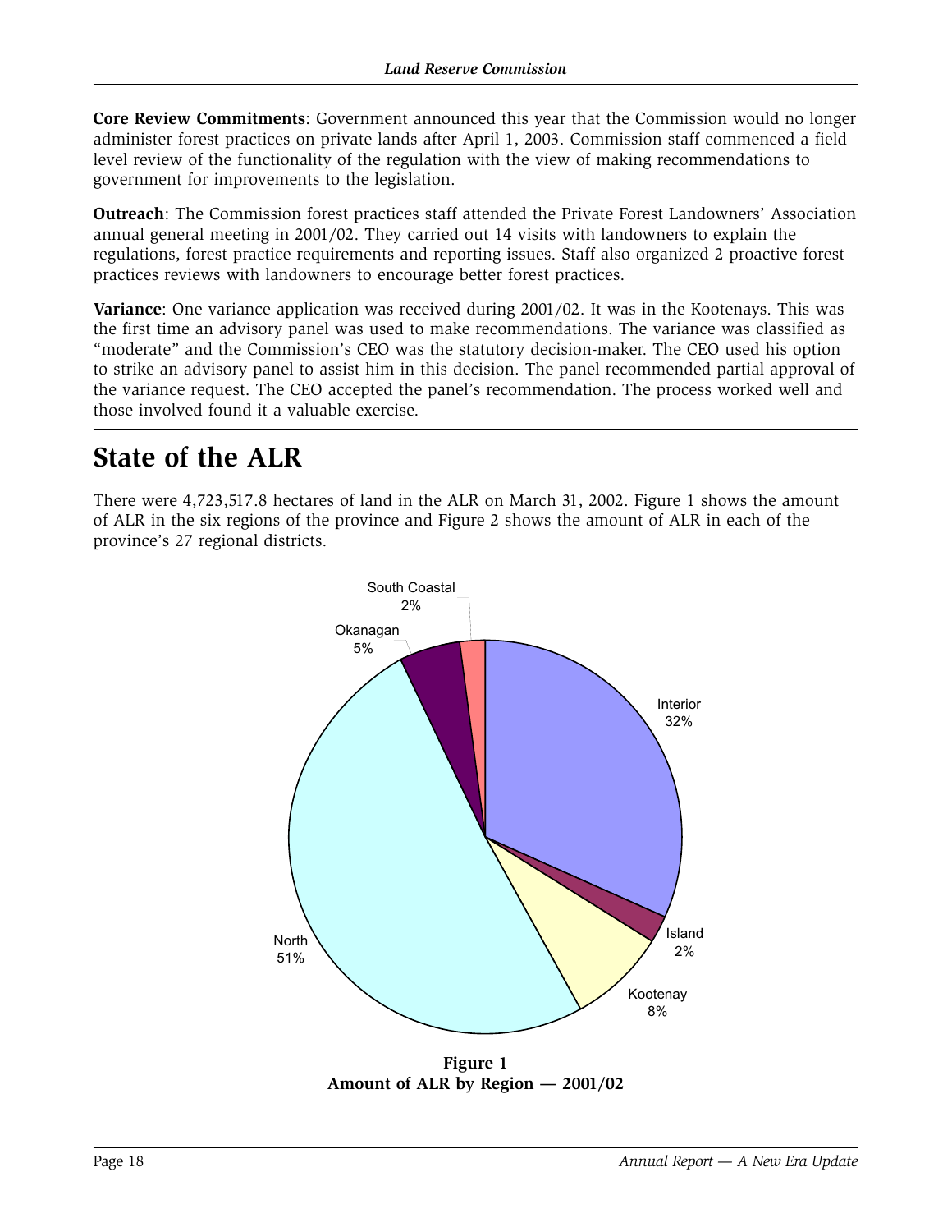**Core Review Commitments**: Government announced this year that the Commission would no longer administer forest practices on private lands after April 1, 2003. Commission staff commenced a field level review of the functionality of the regulation with the view of making recommendations to government for improvements to the legislation.

**Outreach**: The Commission forest practices staff attended the Private Forest Landowners' Association annual general meeting in 2001/02. They carried out 14 visits with landowners to explain the regulations, forest practice requirements and reporting issues. Staff also organized 2 proactive forest practices reviews with landowners to encourage better forest practices.

**Variance**: One variance application was received during 2001/02. It was in the Kootenays. This was the first time an advisory panel was used to make recommendations. The variance was classified as "moderate" and the Commission's CEO was the statutory decision-maker. The CEO used his option to strike an advisory panel to assist him in this decision. The panel recommended partial approval of the variance request. The CEO accepted the panel's recommendation. The process worked well and those involved found it a valuable exercise.

# State of the ALR

There were 4,723,517.8 hectares of land in the ALR on March 31, 2002. Figure 1 shows the amount of ALR in the six regions of the province and Figure 2 shows the amount of ALR in each of the province's 27 regional districts.

| Region | Percent |
| --- | --- |
| North | 51% |
| Interior | 32% |
| Kootenay | 8% |
| Okanagan | 5% |
| Island | 2% |
| South Coastal | 2% |

**Figure 1**
**Amount of ALR by Region — 2001/02**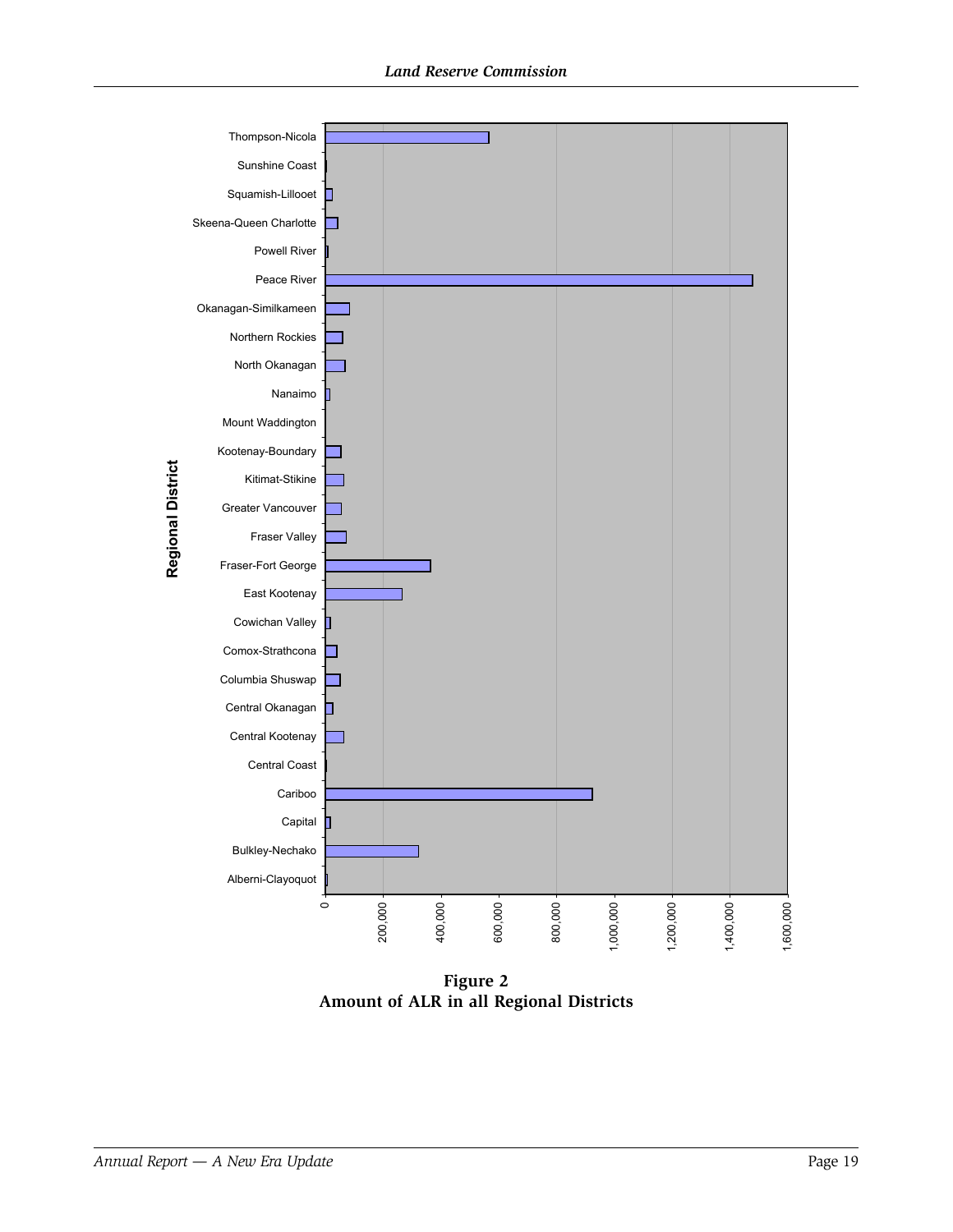**Figure 2**
**Amount of ALR in all Regional Districts**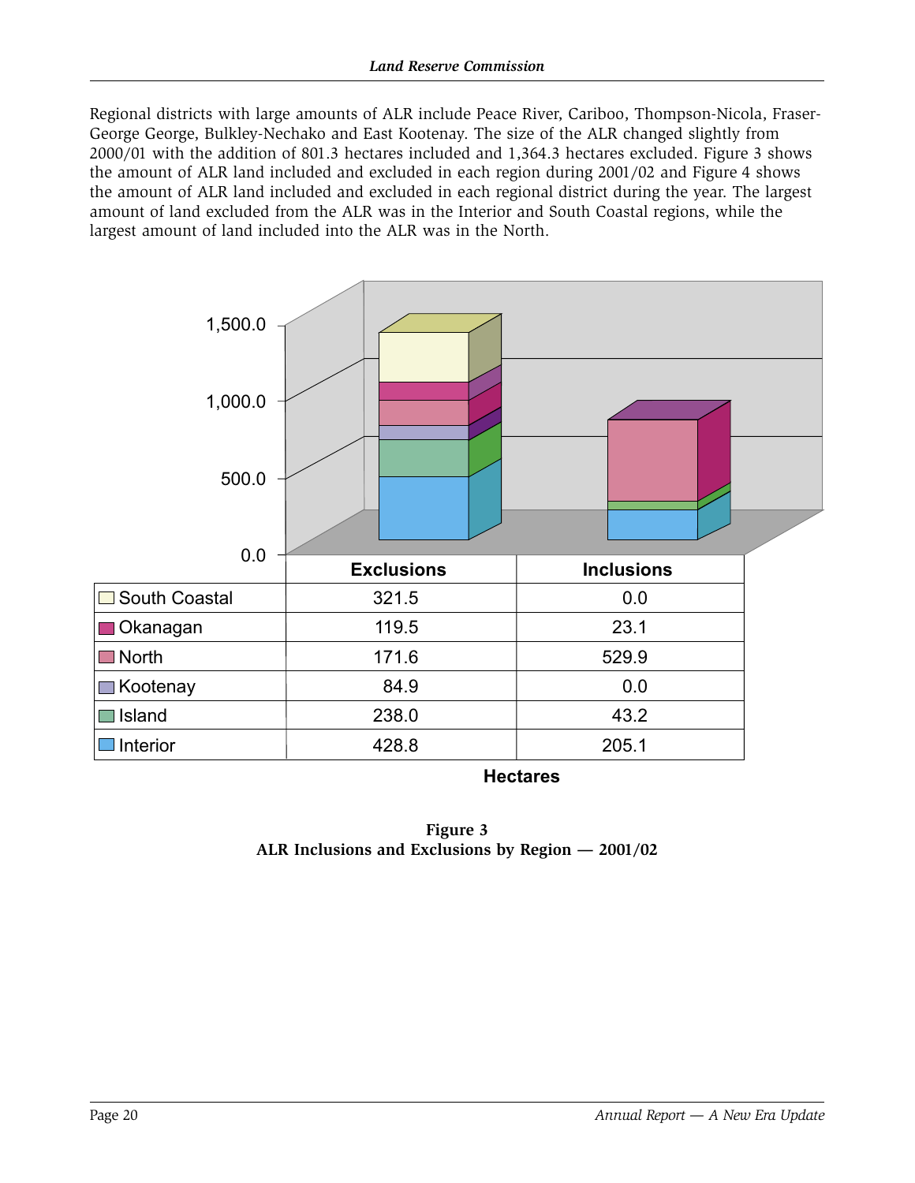Regional districts with large amounts of ALR include Peace River, Cariboo, Thompson-Nicola, Fraser-George George, Bulkley-Nechako and East Kootenay. The size of the ALR changed slightly from 2000/01 with the addition of 801.3 hectares included and 1,364.3 hectares excluded. Figure 3 shows the amount of ALR land included and excluded in each region during 2001/02 and Figure 4 shows the amount of ALR land included and excluded in each regional district during the year. The largest amount of land excluded from the ALR was in the Interior and South Coastal regions, while the largest amount of land included into the ALR was in the North.

| | Exclusions | Inclusions |
|---|---|---|
| South Coastal | 321.5 | 0.0 |
| Okanagan | 119.5 | 23.1 |
| North | 171.6 | 529.9 |
| Kootenay | 84.9 | 0.0 |
| Island | 238.0 | 43.2 |
| Interior | 428.8 | 205.1 |

Hectares

**Figure 3**
**ALR Inclusions and Exclusions by Region — 2001/02**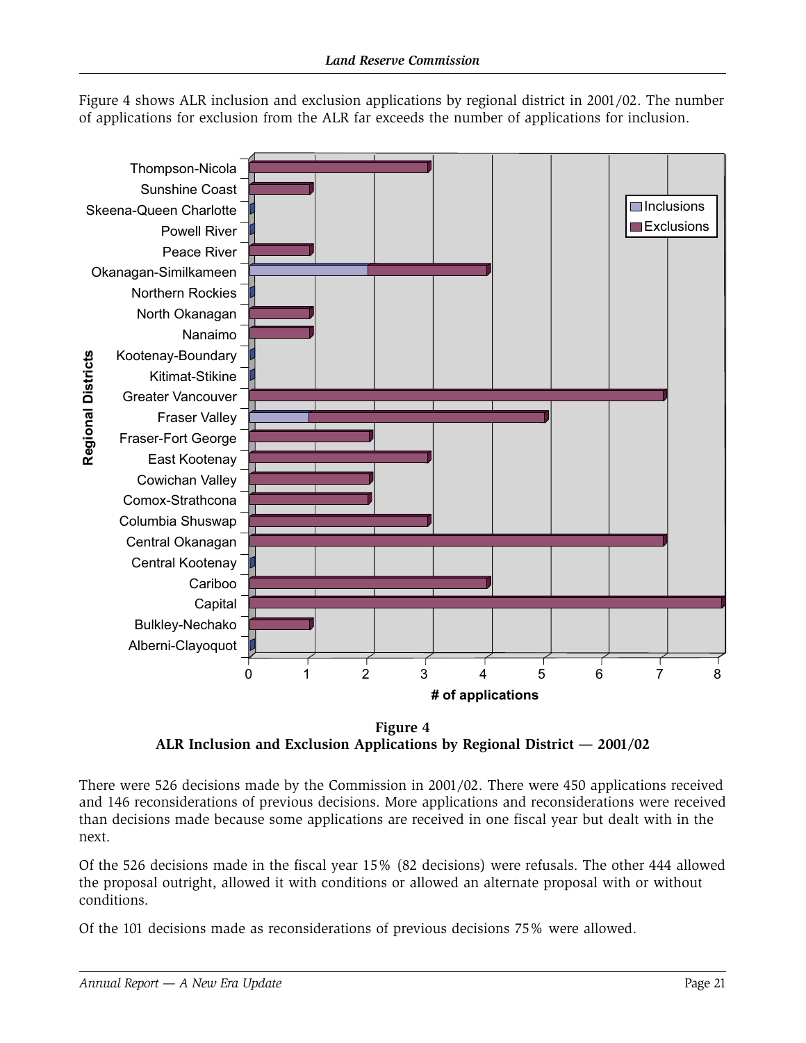Figure 4 shows ALR inclusion and exclusion applications by regional district in 2001/02. The number of applications for exclusion from the ALR far exceeds the number of applications for inclusion.

**Figure 4**
**ALR Inclusion and Exclusion Applications by Regional District — 2001/02**

There were 526 decisions made by the Commission in 2001/02. There were 450 applications received and 146 reconsiderations of previous decisions. More applications and reconsiderations were received than decisions made because some applications are received in one fiscal year but dealt with in the next.

Of the 526 decisions made in the fiscal year 15% (82 decisions) were refusals. The other 444 allowed the proposal outright, allowed it with conditions or allowed an alternate proposal with or without conditions.

Of the 101 decisions made as reconsiderations of previous decisions 75% were allowed.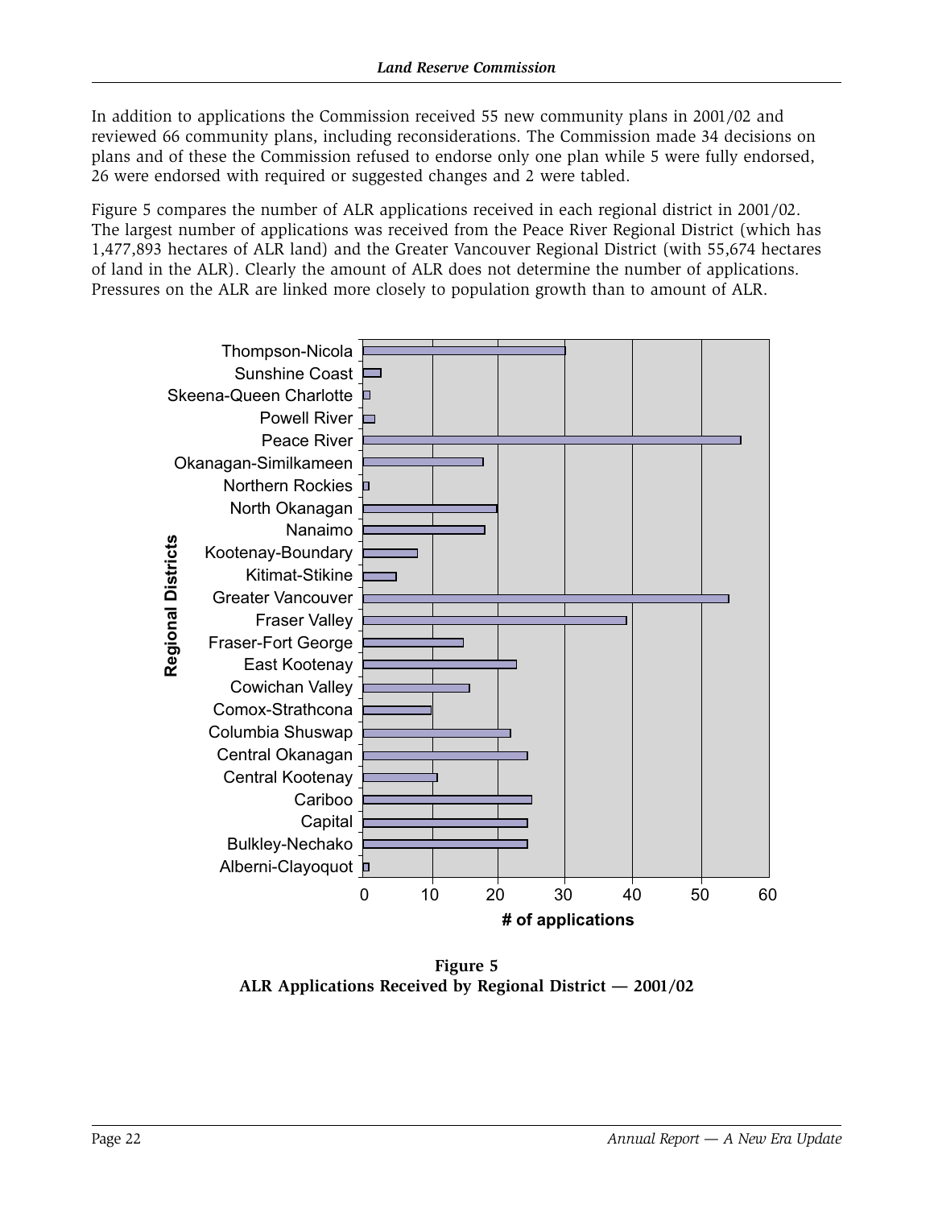In addition to applications the Commission received 55 new community plans in 2001/02 and reviewed 66 community plans, including reconsiderations. The Commission made 34 decisions on plans and of these the Commission refused to endorse only one plan while 5 were fully endorsed, 26 were endorsed with required or suggested changes and 2 were tabled.

Figure 5 compares the number of ALR applications received in each regional district in 2001/02. The largest number of applications was received from the Peace River Regional District (which has 1,477,893 hectares of ALR land) and the Greater Vancouver Regional District (with 55,674 hectares of land in the ALR). Clearly the amount of ALR does not determine the number of applications. Pressures on the ALR are linked more closely to population growth than to amount of ALR.

**Figure 5**
**ALR Applications Received by Regional District — 2001/02**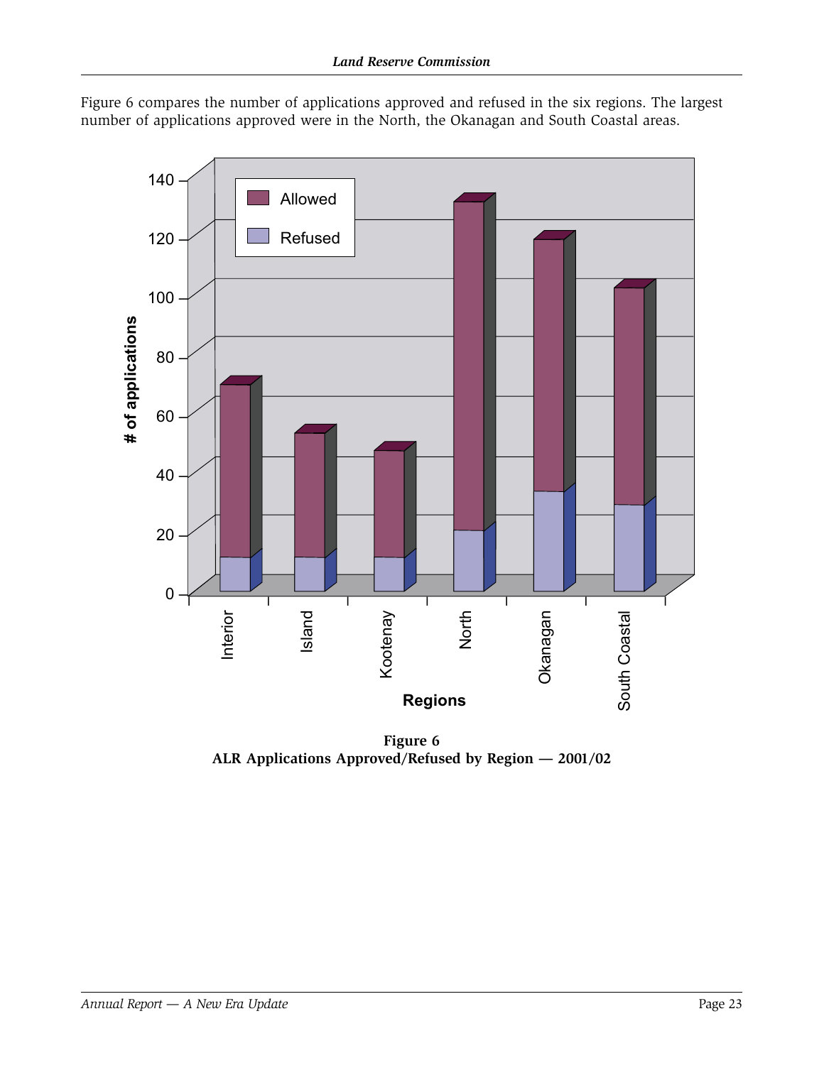Figure 6 compares the number of applications approved and refused in the six regions. The largest number of applications approved were in the North, the Okanagan and South Coastal areas.

**Figure 6**
**ALR Applications Approved/Refused by Region — 2001/02**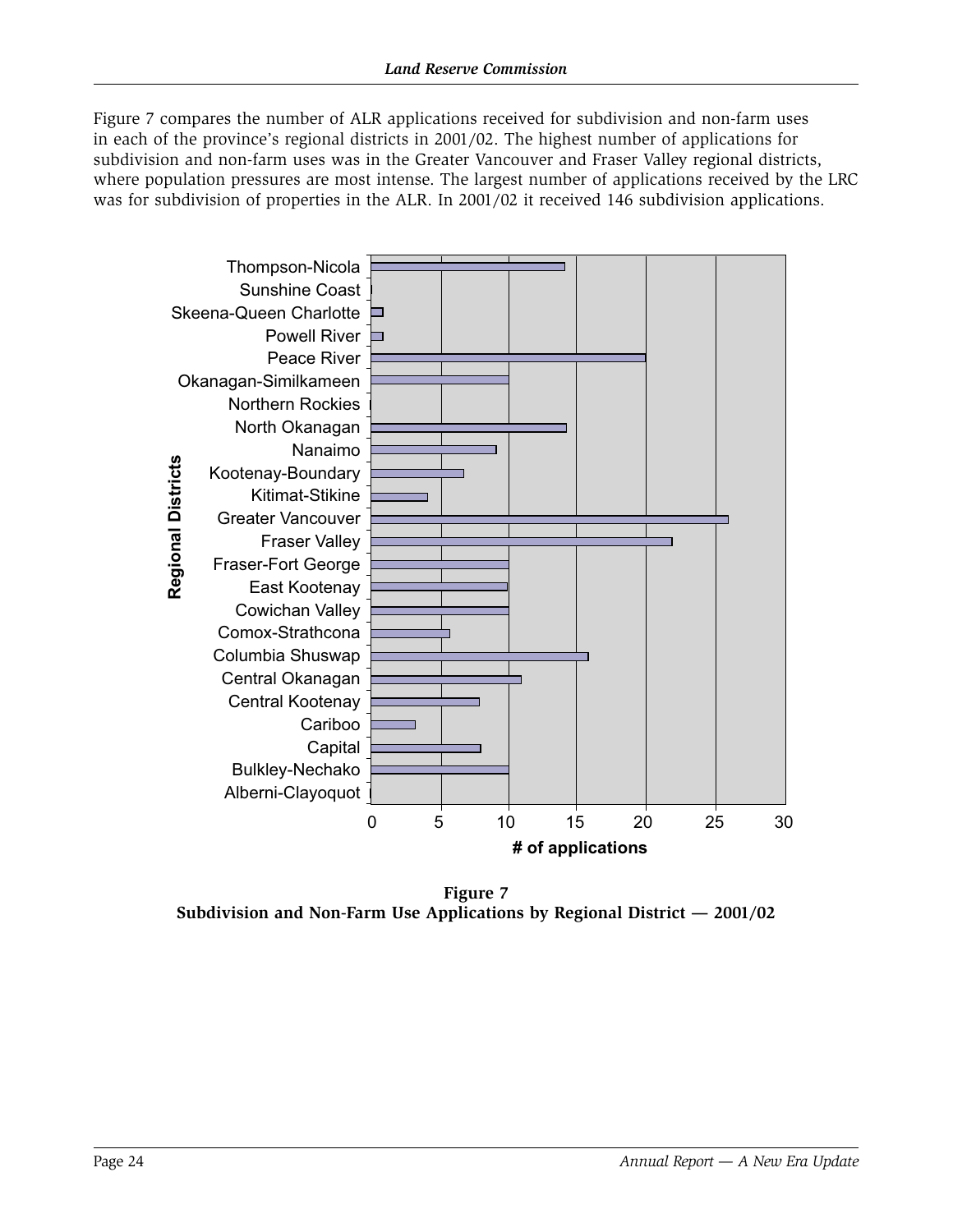Figure 7 compares the number of ALR applications received for subdivision and non-farm uses in each of the province's regional districts in 2001/02. The highest number of applications for subdivision and non-farm uses was in the Greater Vancouver and Fraser Valley regional districts, where population pressures are most intense. The largest number of applications received by the LRC was for subdivision of properties in the ALR. In 2001/02 it received 146 subdivision applications.

**Figure 7**
**Subdivision and Non-Farm Use Applications by Regional District — 2001/02**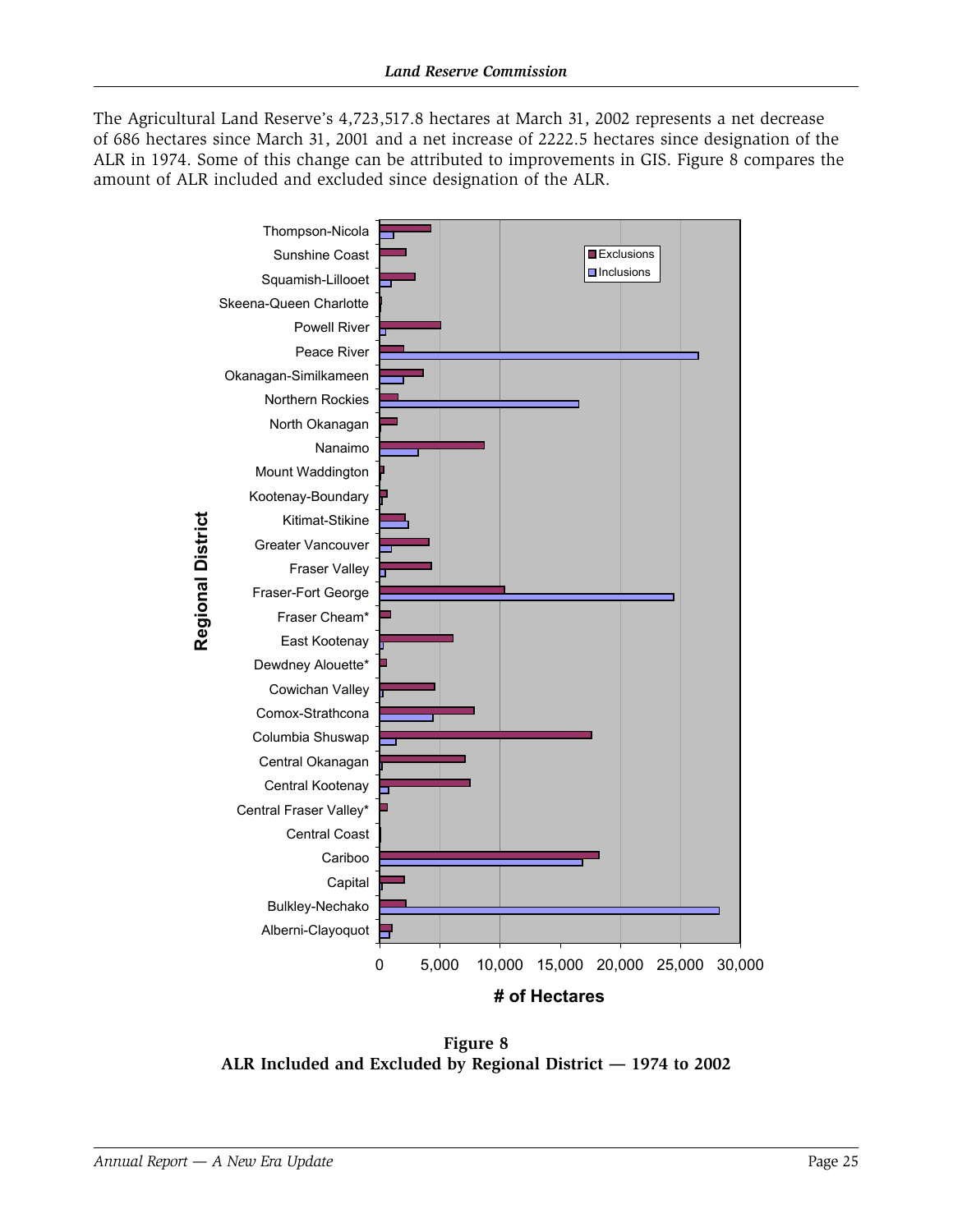The Agricultural Land Reserve's 4,723,517.8 hectares at March 31, 2002 represents a net decrease of 686 hectares since March 31, 2001 and a net increase of 2222.5 hectares since designation of the ALR in 1974. Some of this change can be attributed to improvements in GIS. Figure 8 compares the amount of ALR included and excluded since designation of the ALR.

**Figure 8**
**ALR Included and Excluded by Regional District — 1974 to 2002**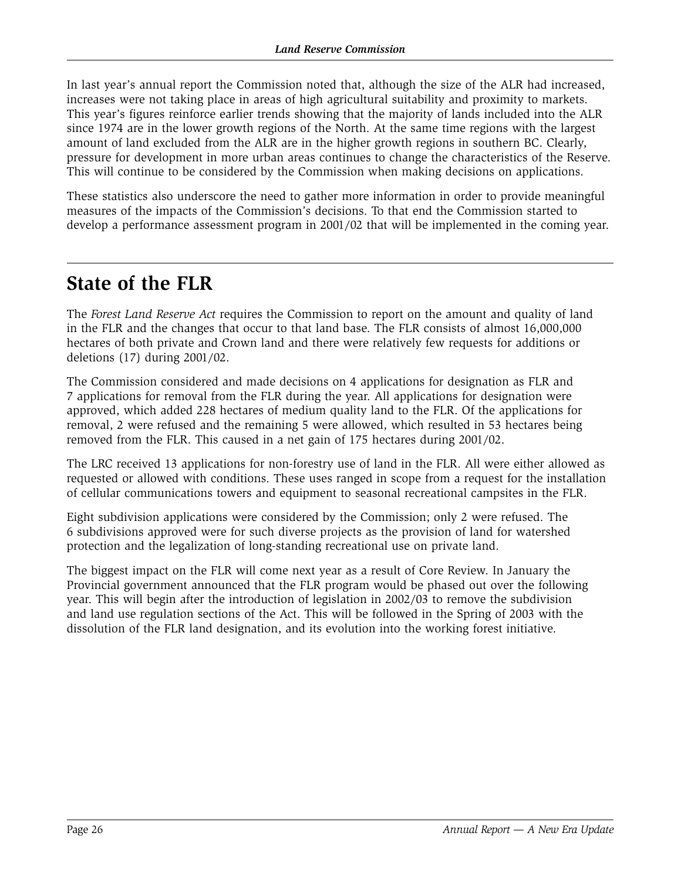In last year's annual report the Commission noted that, although the size of the ALR had increased, increases were not taking place in areas of high agricultural suitability and proximity to markets. This year's figures reinforce earlier trends showing that the majority of lands included into the ALR since 1974 are in the lower growth regions of the North. At the same time regions with the largest amount of land excluded from the ALR are in the higher growth regions in southern BC. Clearly, pressure for development in more urban areas continues to change the characteristics of the Reserve. This will continue to be considered by the Commission when making decisions on applications.

These statistics also underscore the need to gather more information in order to provide meaningful measures of the impacts of the Commission's decisions. To that end the Commission started to develop a performance assessment program in 2001/02 that will be implemented in the coming year.

# State of the FLR

The *Forest Land Reserve Act* requires the Commission to report on the amount and quality of land in the FLR and the changes that occur to that land base. The FLR consists of almost 16,000,000 hectares of both private and Crown land and there were relatively few requests for additions or deletions (17) during 2001/02.

The Commission considered and made decisions on 4 applications for designation as FLR and 7 applications for removal from the FLR during the year. All applications for designation were approved, which added 228 hectares of medium quality land to the FLR. Of the applications for removal, 2 were refused and the remaining 5 were allowed, which resulted in 53 hectares being removed from the FLR. This caused in a net gain of 175 hectares during 2001/02.

The LRC received 13 applications for non-forestry use of land in the FLR. All were either allowed as requested or allowed with conditions. These uses ranged in scope from a request for the installation of cellular communications towers and equipment to seasonal recreational campsites in the FLR.

Eight subdivision applications were considered by the Commission; only 2 were refused. The 6 subdivisions approved were for such diverse projects as the provision of land for watershed protection and the legalization of long-standing recreational use on private land.

The biggest impact on the FLR will come next year as a result of Core Review. In January the Provincial government announced that the FLR program would be phased out over the following year. This will begin after the introduction of legislation in 2002/03 to remove the subdivision and land use regulation sections of the Act. This will be followed in the Spring of 2003 with the dissolution of the FLR land designation, and its evolution into the working forest initiative.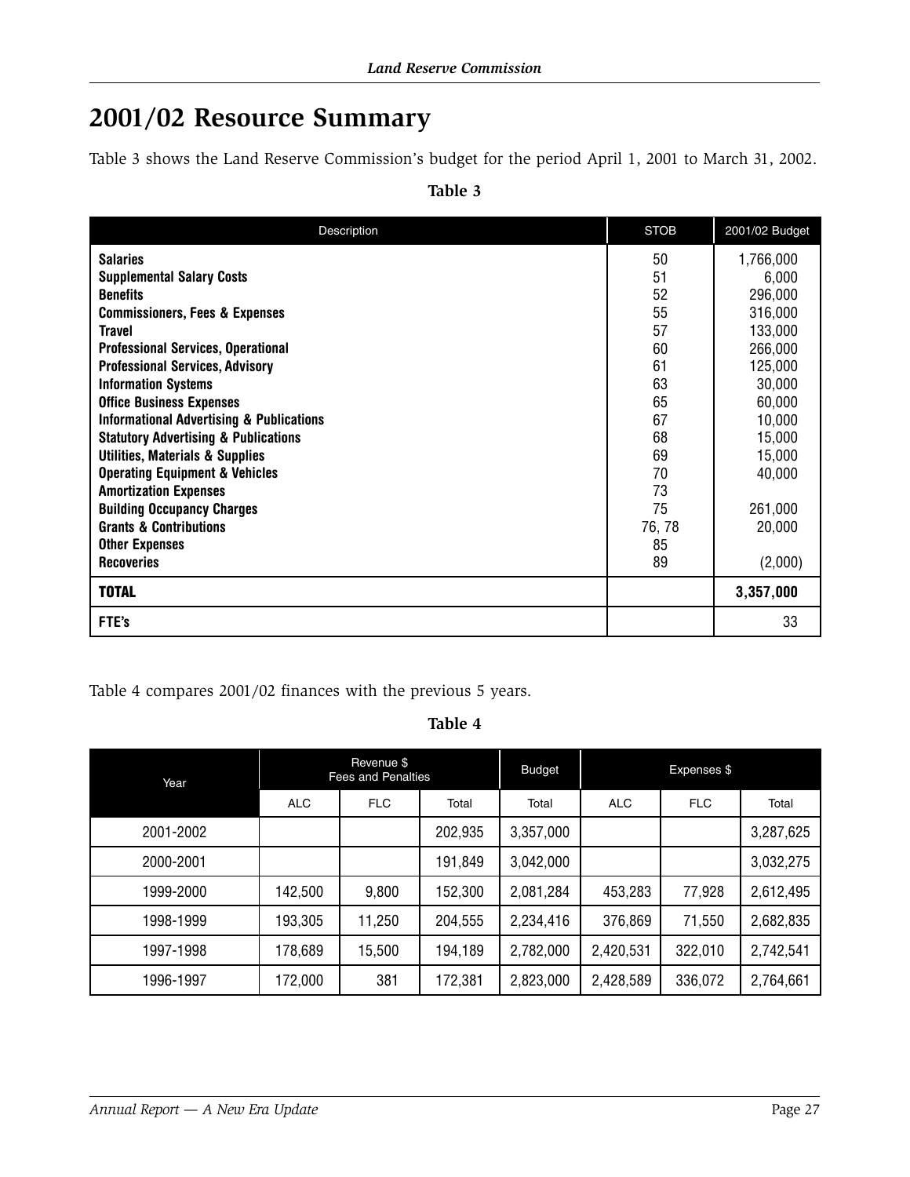## 2001/02 Resource Summary

Table 3 shows the Land Reserve Commission's budget for the period April 1, 2001 to March 31, 2002.

**Table 3**

| Description | STOB | 2001/02 Budget |
|---|---|---|
| **Salaries** | 50 | 1,766,000 |
| **Supplemental Salary Costs** | 51 | 6,000 |
| **Benefits** | 52 | 296,000 |
| **Commissioners, Fees & Expenses** | 55 | 316,000 |
| **Travel** | 57 | 133,000 |
| **Professional Services, Operational** | 60 | 266,000 |
| **Professional Services, Advisory** | 61 | 125,000 |
| **Information Systems** | 63 | 30,000 |
| **Office Business Expenses** | 65 | 60,000 |
| **Informational Advertising & Publications** | 67 | 10,000 |
| **Statutory Advertising & Publications** | 68 | 15,000 |
| **Utilities, Materials & Supplies** | 69 | 15,000 |
| **Operating Equipment & Vehicles** | 70 | 40,000 |
| **Amortization Expenses** | 73 | |
| **Building Occupancy Charges** | 75 | 261,000 |
| **Grants & Contributions** | 76, 78 | 20,000 |
| **Other Expenses** | 85 | |
| **Recoveries** | 89 | (2,000) |
| **TOTAL** | | **3,357,000** |
| **FTE's** | | 33 |

Table 4 compares 2001/02 finances with the previous 5 years.

**Table 4**

| Year | Revenue $ Fees and Penalties | | | Budget | Expenses $ | | |
|---|---|---|---|---|---|---|---|
| | ALC | FLC | Total | Total | ALC | FLC | Total |
| 2001-2002 | | | 202,935 | 3,357,000 | | | 3,287,625 |
| 2000-2001 | | | 191,849 | 3,042,000 | | | 3,032,275 |
| 1999-2000 | 142,500 | 9,800 | 152,300 | 2,081,284 | 453,283 | 77,928 | 2,612,495 |
| 1998-1999 | 193,305 | 11,250 | 204,555 | 2,234,416 | 376,869 | 71,550 | 2,682,835 |
| 1997-1998 | 178,689 | 15,500 | 194,189 | 2,782,000 | 2,420,531 | 322,010 | 2,742,541 |
| 1996-1997 | 172,000 | 381 | 172,381 | 2,823,000 | 2,428,589 | 336,072 | 2,764,661 |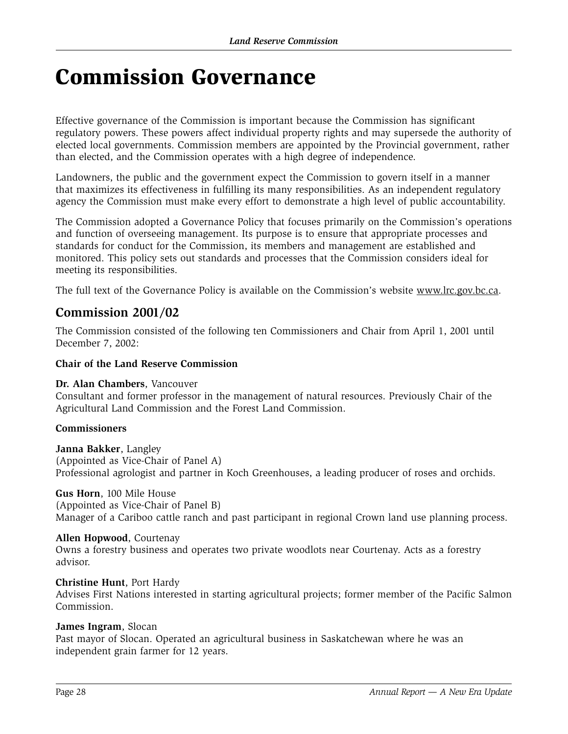# Commission Governance

Effective governance of the Commission is important because the Commission has significant regulatory powers. These powers affect individual property rights and may supersede the authority of elected local governments. Commission members are appointed by the Provincial government, rather than elected, and the Commission operates with a high degree of independence.

Landowners, the public and the government expect the Commission to govern itself in a manner that maximizes its effectiveness in fulfilling its many responsibilities. As an independent regulatory agency the Commission must make every effort to demonstrate a high level of public accountability.

The Commission adopted a Governance Policy that focuses primarily on the Commission's operations and function of overseeing management. Its purpose is to ensure that appropriate processes and standards for conduct for the Commission, its members and management are established and monitored. This policy sets out standards and processes that the Commission considers ideal for meeting its responsibilities.

The full text of the Governance Policy is available on the Commission's website www.lrc.gov.bc.ca.

## Commission 2001/02

The Commission consisted of the following ten Commissioners and Chair from April 1, 2001 until December 7, 2002:

**Chair of the Land Reserve Commission**

**Dr. Alan Chambers**, Vancouver
Consultant and former professor in the management of natural resources. Previously Chair of the Agricultural Land Commission and the Forest Land Commission.

**Commissioners**

**Janna Bakker**, Langley
(Appointed as Vice-Chair of Panel A)
Professional agrologist and partner in Koch Greenhouses, a leading producer of roses and orchids.

**Gus Horn**, 100 Mile House
(Appointed as Vice-Chair of Panel B)
Manager of a Cariboo cattle ranch and past participant in regional Crown land use planning process.

**Allen Hopwood**, Courtenay
Owns a forestry business and operates two private woodlots near Courtenay. Acts as a forestry advisor.

**Christine Hunt**, Port Hardy
Advises First Nations interested in starting agricultural projects; former member of the Pacific Salmon Commission.

**James Ingram**, Slocan
Past mayor of Slocan. Operated an agricultural business in Saskatchewan where he was an independent grain farmer for 12 years.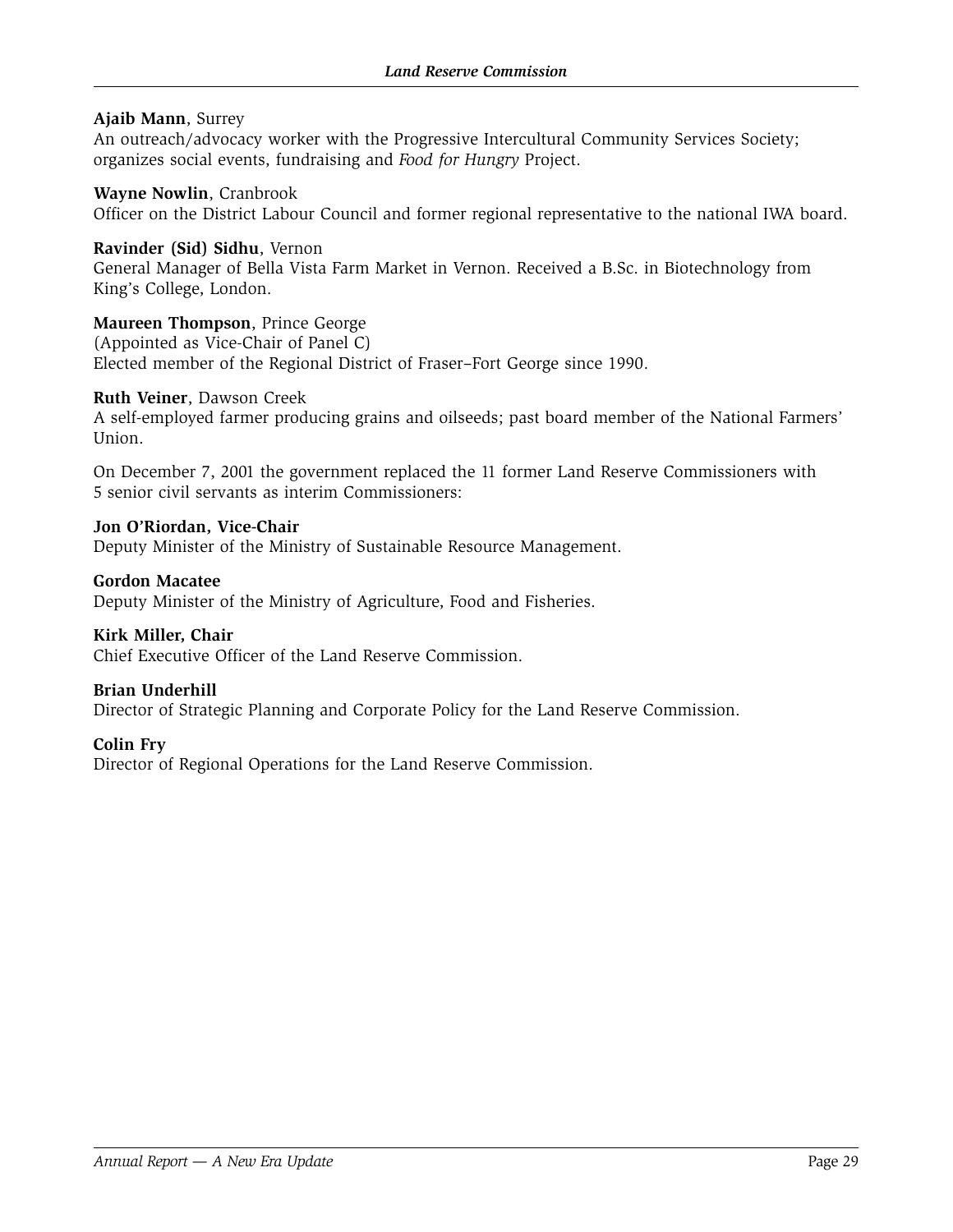**Ajaib Mann**, Surrey
An outreach/advocacy worker with the Progressive Intercultural Community Services Society; organizes social events, fundraising and *Food for Hungry* Project.

**Wayne Nowlin**, Cranbrook
Officer on the District Labour Council and former regional representative to the national IWA board.

**Ravinder (Sid) Sidhu**, Vernon
General Manager of Bella Vista Farm Market in Vernon. Received a B.Sc. in Biotechnology from King's College, London.

**Maureen Thompson**, Prince George
(Appointed as Vice-Chair of Panel C)
Elected member of the Regional District of Fraser–Fort George since 1990.

**Ruth Veiner**, Dawson Creek
A self-employed farmer producing grains and oilseeds; past board member of the National Farmers' Union.

On December 7, 2001 the government replaced the 11 former Land Reserve Commissioners with 5 senior civil servants as interim Commissioners:

**Jon O'Riordan, Vice-Chair**
Deputy Minister of the Ministry of Sustainable Resource Management.

**Gordon Macatee**
Deputy Minister of the Ministry of Agriculture, Food and Fisheries.

**Kirk Miller, Chair**
Chief Executive Officer of the Land Reserve Commission.

**Brian Underhill**
Director of Strategic Planning and Corporate Policy for the Land Reserve Commission.

**Colin Fry**
Director of Regional Operations for the Land Reserve Commission.